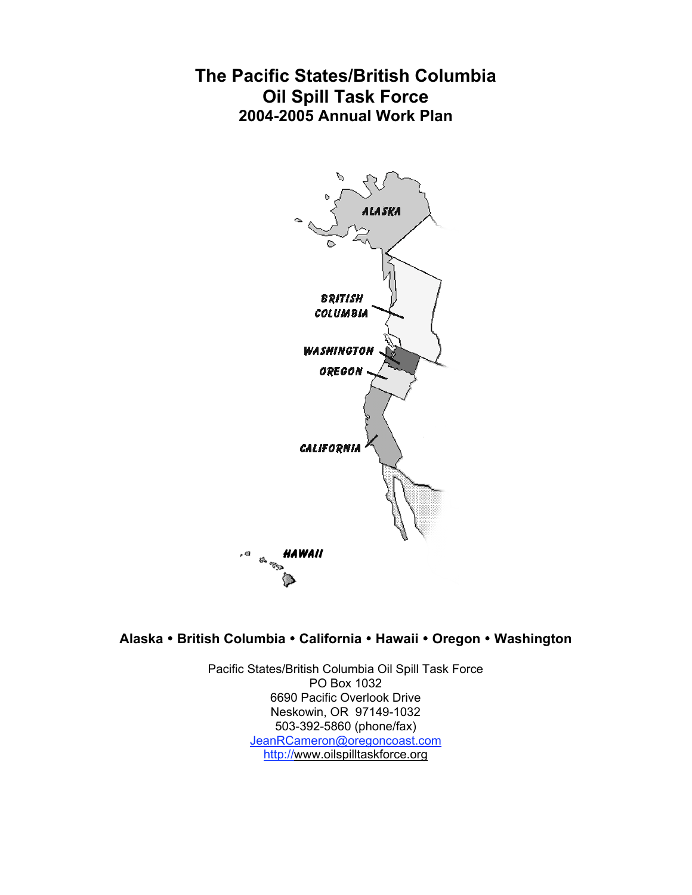# The Pacific States/British Columbia Oil Spill Task Force

## 2004-2005 Annual Work Plan

**Alaska • British Columbia • California • Hawaii • Oregon • Washington**

Pacific States/British Columbia Oil Spill Task Force
PO Box 1032
6690 Pacific Overlook Drive
Neskowin, OR 97149-1032
503-392-5860 (phone/fax)
JeanRCameron@oregoncoast.com
http://www.oilspilltaskforce.org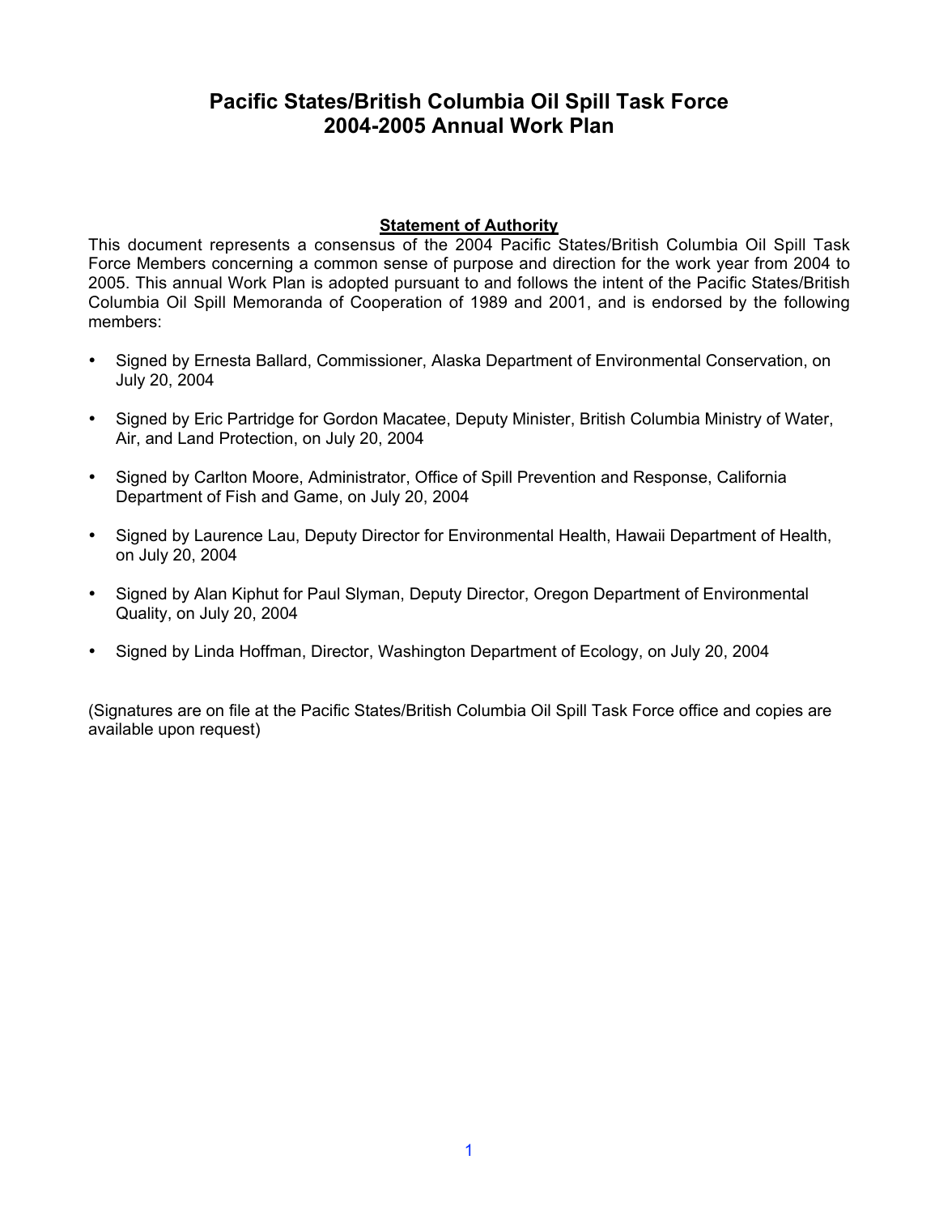# Pacific States/British Columbia Oil Spill Task Force 2004-2005 Annual Work Plan

## Statement of Authority

This document represents a consensus of the 2004 Pacific States/British Columbia Oil Spill Task Force Members concerning a common sense of purpose and direction for the work year from 2004 to 2005. This annual Work Plan is adopted pursuant to and follows the intent of the Pacific States/British Columbia Oil Spill Memoranda of Cooperation of 1989 and 2001, and is endorsed by the following members:

- Signed by Ernesta Ballard, Commissioner, Alaska Department of Environmental Conservation, on July 20, 2004
- Signed by Eric Partridge for Gordon Macatee, Deputy Minister, British Columbia Ministry of Water, Air, and Land Protection, on July 20, 2004
- Signed by Carlton Moore, Administrator, Office of Spill Prevention and Response, California Department of Fish and Game, on July 20, 2004
- Signed by Laurence Lau, Deputy Director for Environmental Health, Hawaii Department of Health, on July 20, 2004
- Signed by Alan Kiphut for Paul Slyman, Deputy Director, Oregon Department of Environmental Quality, on July 20, 2004
- Signed by Linda Hoffman, Director, Washington Department of Ecology, on July 20, 2004

(Signatures are on file at the Pacific States/British Columbia Oil Spill Task Force office and copies are available upon request)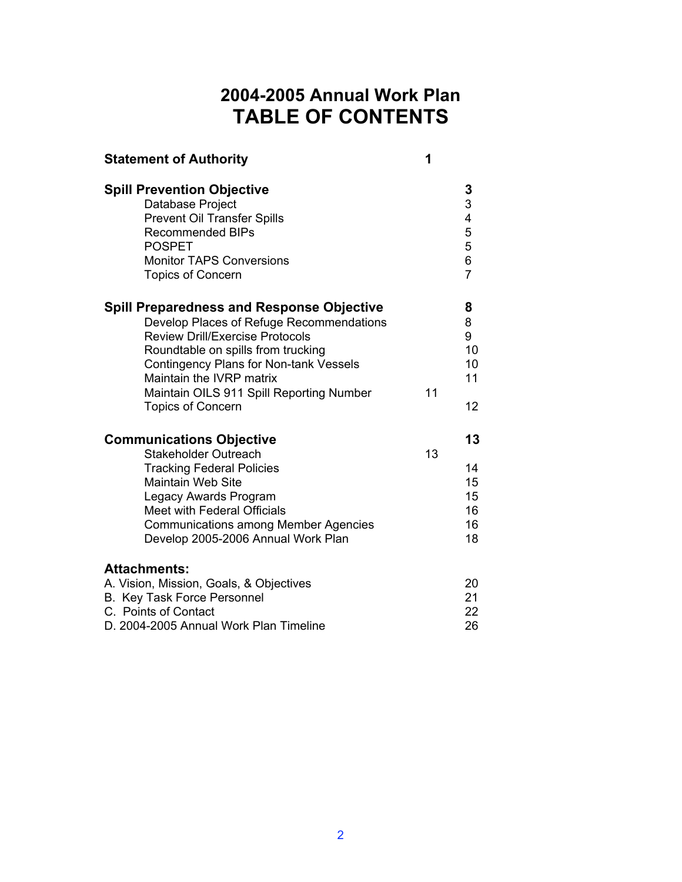# 2004-2005 Annual Work Plan
# TABLE OF CONTENTS

| | |
|---|---|
| **Statement of Authority** | **1** |
| **Spill Prevention Objective** | **3** |
| Database Project | 3 |
| Prevent Oil Transfer Spills | 4 |
| Recommended BIPs | 5 |
| POSPET | 5 |
| Monitor TAPS Conversions | 6 |
| Topics of Concern | 7 |
| **Spill Preparedness and Response Objective** | **8** |
| Develop Places of Refuge Recommendations | 8 |
| Review Drill/Exercise Protocols | 9 |
| Roundtable on spills from trucking | 10 |
| Contingency Plans for Non-tank Vessels | 10 |
| Maintain the IVRP matrix | 11 |
| Maintain OILS 911 Spill Reporting Number | 11 |
| Topics of Concern | 12 |
| **Communications Objective** | **13** |
| Stakeholder Outreach | 13 |
| Tracking Federal Policies | 14 |
| Maintain Web Site | 15 |
| Legacy Awards Program | 15 |
| Meet with Federal Officials | 16 |
| Communications among Member Agencies | 16 |
| Develop 2005-2006 Annual Work Plan | 18 |
| **Attachments:** | |
| A. Vision, Mission, Goals, & Objectives | 20 |
| B. Key Task Force Personnel | 21 |
| C. Points of Contact | 22 |
| D. 2004-2005 Annual Work Plan Timeline | 26 |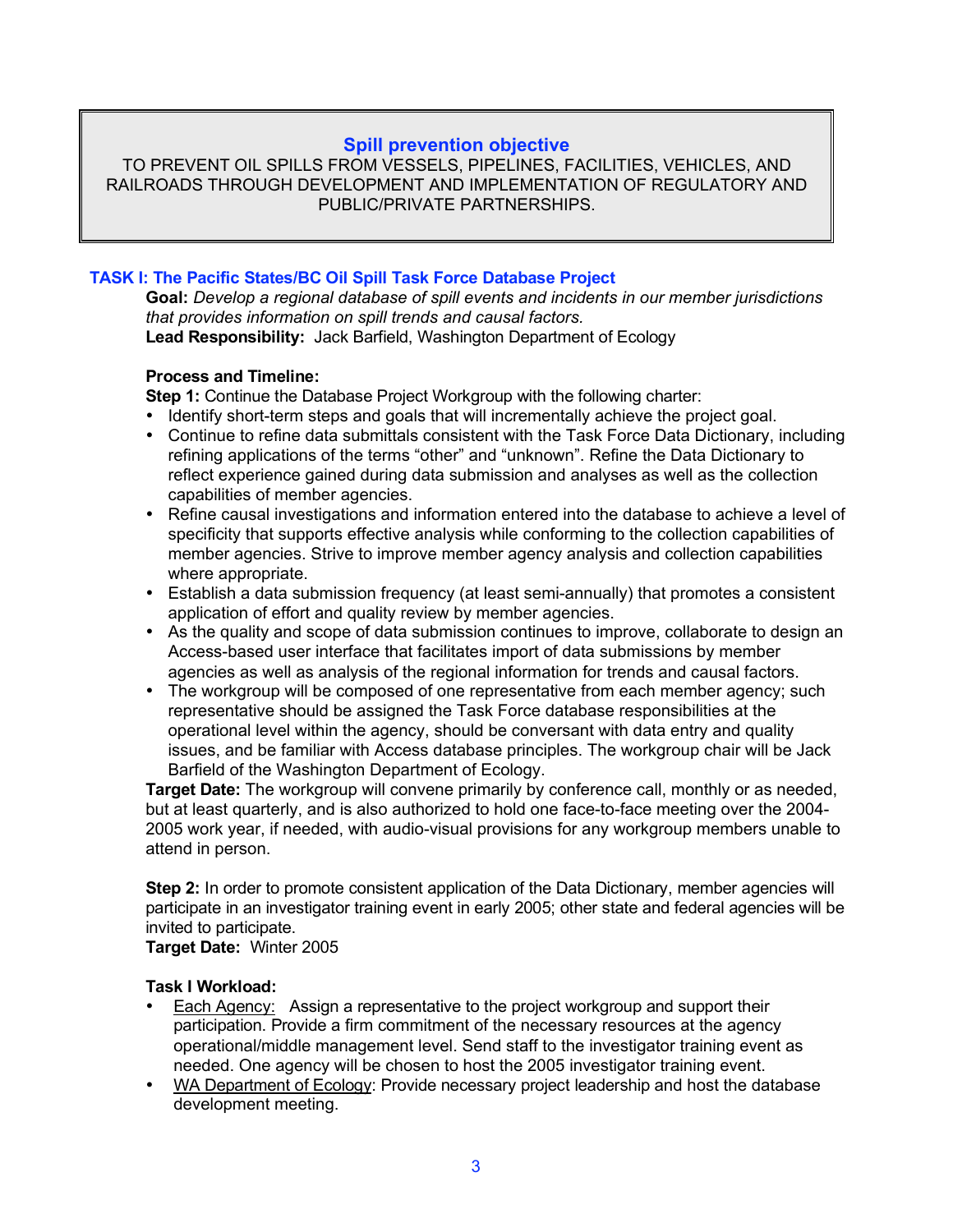## Spill prevention objective

TO PREVENT OIL SPILLS FROM VESSELS, PIPELINES, FACILITIES, VEHICLES, AND RAILROADS THROUGH DEVELOPMENT AND IMPLEMENTATION OF REGULATORY AND PUBLIC/PRIVATE PARTNERSHIPS.

### TASK I: The Pacific States/BC Oil Spill Task Force Database Project

**Goal:** *Develop a regional database of spill events and incidents in our member jurisdictions that provides information on spill trends and causal factors.*

**Lead Responsibility:** Jack Barfield, Washington Department of Ecology

**Process and Timeline:**

**Step 1:** Continue the Database Project Workgroup with the following charter:

- Identify short-term steps and goals that will incrementally achieve the project goal.
- Continue to refine data submittals consistent with the Task Force Data Dictionary, including refining applications of the terms "other" and "unknown". Refine the Data Dictionary to reflect experience gained during data submission and analyses as well as the collection capabilities of member agencies.
- Refine causal investigations and information entered into the database to achieve a level of specificity that supports effective analysis while conforming to the collection capabilities of member agencies. Strive to improve member agency analysis and collection capabilities where appropriate.
- Establish a data submission frequency (at least semi-annually) that promotes a consistent application of effort and quality review by member agencies.
- As the quality and scope of data submission continues to improve, collaborate to design an Access-based user interface that facilitates import of data submissions by member agencies as well as analysis of the regional information for trends and causal factors.
- The workgroup will be composed of one representative from each member agency; such representative should be assigned the Task Force database responsibilities at the operational level within the agency, should be conversant with data entry and quality issues, and be familiar with Access database principles. The workgroup chair will be Jack Barfield of the Washington Department of Ecology.

**Target Date:** The workgroup will convene primarily by conference call, monthly or as needed, but at least quarterly, and is also authorized to hold one face-to-face meeting over the 2004-2005 work year, if needed, with audio-visual provisions for any workgroup members unable to attend in person.

**Step 2:** In order to promote consistent application of the Data Dictionary, member agencies will participate in an investigator training event in early 2005; other state and federal agencies will be invited to participate.

**Target Date:** Winter 2005

**Task I Workload:**

- Each Agency: Assign a representative to the project workgroup and support their participation. Provide a firm commitment of the necessary resources at the agency operational/middle management level. Send staff to the investigator training event as needed. One agency will be chosen to host the 2005 investigator training event.
- WA Department of Ecology: Provide necessary project leadership and host the database development meeting.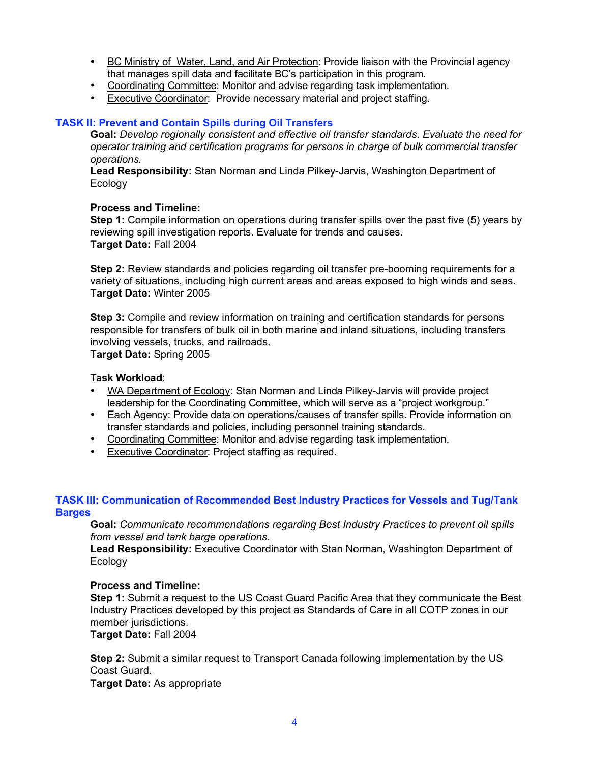- BC Ministry of  Water, Land, and Air Protection: Provide liaison with the Provincial agency that manages spill data and facilitate BC's participation in this program.
- Coordinating Committee: Monitor and advise regarding task implementation.
- Executive Coordinator:  Provide necessary material and project staffing.

## TASK II: Prevent and Contain Spills during Oil Transfers

**Goal:** *Develop regionally consistent and effective oil transfer standards. Evaluate the need for operator training and certification programs for persons in charge of bulk commercial transfer operations.*

**Lead Responsibility:** Stan Norman and Linda Pilkey-Jarvis, Washington Department of Ecology

**Process and Timeline:**

**Step 1:** Compile information on operations during transfer spills over the past five (5) years by reviewing spill investigation reports. Evaluate for trends and causes.
**Target Date:** Fall 2004

**Step 2:** Review standards and policies regarding oil transfer pre-booming requirements for a variety of situations, including high current areas and areas exposed to high winds and seas.
**Target Date:** Winter 2005

**Step 3:** Compile and review information on training and certification standards for persons responsible for transfers of bulk oil in both marine and inland situations, including transfers involving vessels, trucks, and railroads.
**Target Date:** Spring 2005

**Task Workload**:

- WA Department of Ecology: Stan Norman and Linda Pilkey-Jarvis will provide project leadership for the Coordinating Committee, which will serve as a "project workgroup."
- Each Agency: Provide data on operations/causes of transfer spills. Provide information on transfer standards and policies, including personnel training standards.
- Coordinating Committee: Monitor and advise regarding task implementation.
- Executive Coordinator: Project staffing as required.

## TASK III: Communication of Recommended Best Industry Practices for Vessels and Tug/Tank Barges

**Goal:** *Communicate recommendations regarding Best Industry Practices to prevent oil spills from vessel and tank barge operations.*

**Lead Responsibility:** Executive Coordinator with Stan Norman, Washington Department of Ecology

**Process and Timeline:**

**Step 1:** Submit a request to the US Coast Guard Pacific Area that they communicate the Best Industry Practices developed by this project as Standards of Care in all COTP zones in our member jurisdictions.
**Target Date:** Fall 2004

**Step 2:** Submit a similar request to Transport Canada following implementation by the US Coast Guard.
**Target Date:** As appropriate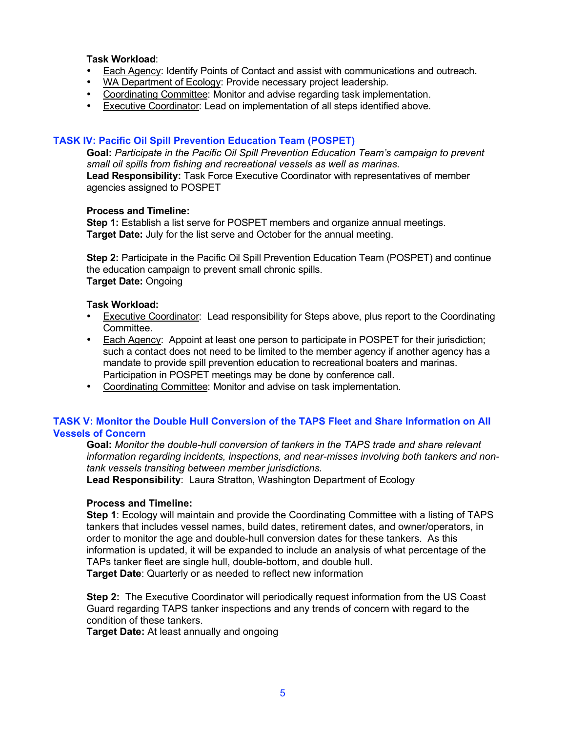**Task Workload**:

- Each Agency: Identify Points of Contact and assist with communications and outreach.
- WA Department of Ecology: Provide necessary project leadership.
- Coordinating Committee: Monitor and advise regarding task implementation.
- Executive Coordinator: Lead on implementation of all steps identified above.

## TASK IV: Pacific Oil Spill Prevention Education Team (POSPET)

**Goal:** *Participate in the Pacific Oil Spill Prevention Education Team's campaign to prevent small oil spills from fishing and recreational vessels as well as marinas.*
**Lead Responsibility:** Task Force Executive Coordinator with representatives of member agencies assigned to POSPET

**Process and Timeline:**
**Step 1:** Establish a list serve for POSPET members and organize annual meetings.
**Target Date:** July for the list serve and October for the annual meeting.

**Step 2:** Participate in the Pacific Oil Spill Prevention Education Team (POSPET) and continue the education campaign to prevent small chronic spills.
**Target Date:** Ongoing

**Task Workload:**

- Executive Coordinator: Lead responsibility for Steps above, plus report to the Coordinating Committee.
- Each Agency: Appoint at least one person to participate in POSPET for their jurisdiction; such a contact does not need to be limited to the member agency if another agency has a mandate to provide spill prevention education to recreational boaters and marinas. Participation in POSPET meetings may be done by conference call.
- Coordinating Committee: Monitor and advise on task implementation.

## TASK V: Monitor the Double Hull Conversion of the TAPS Fleet and Share Information on All Vessels of Concern

**Goal:** *Monitor the double-hull conversion of tankers in the TAPS trade and share relevant information regarding incidents, inspections, and near-misses involving both tankers and non-tank vessels transiting between member jurisdictions.*
**Lead Responsibility**: Laura Stratton, Washington Department of Ecology

**Process and Timeline:**
**Step 1**: Ecology will maintain and provide the Coordinating Committee with a listing of TAPS tankers that includes vessel names, build dates, retirement dates, and owner/operators, in order to monitor the age and double-hull conversion dates for these tankers. As this information is updated, it will be expanded to include an analysis of what percentage of the TAPs tanker fleet are single hull, double-bottom, and double hull.
**Target Date**: Quarterly or as needed to reflect new information

**Step 2:** The Executive Coordinator will periodically request information from the US Coast Guard regarding TAPS tanker inspections and any trends of concern with regard to the condition of these tankers.
**Target Date:** At least annually and ongoing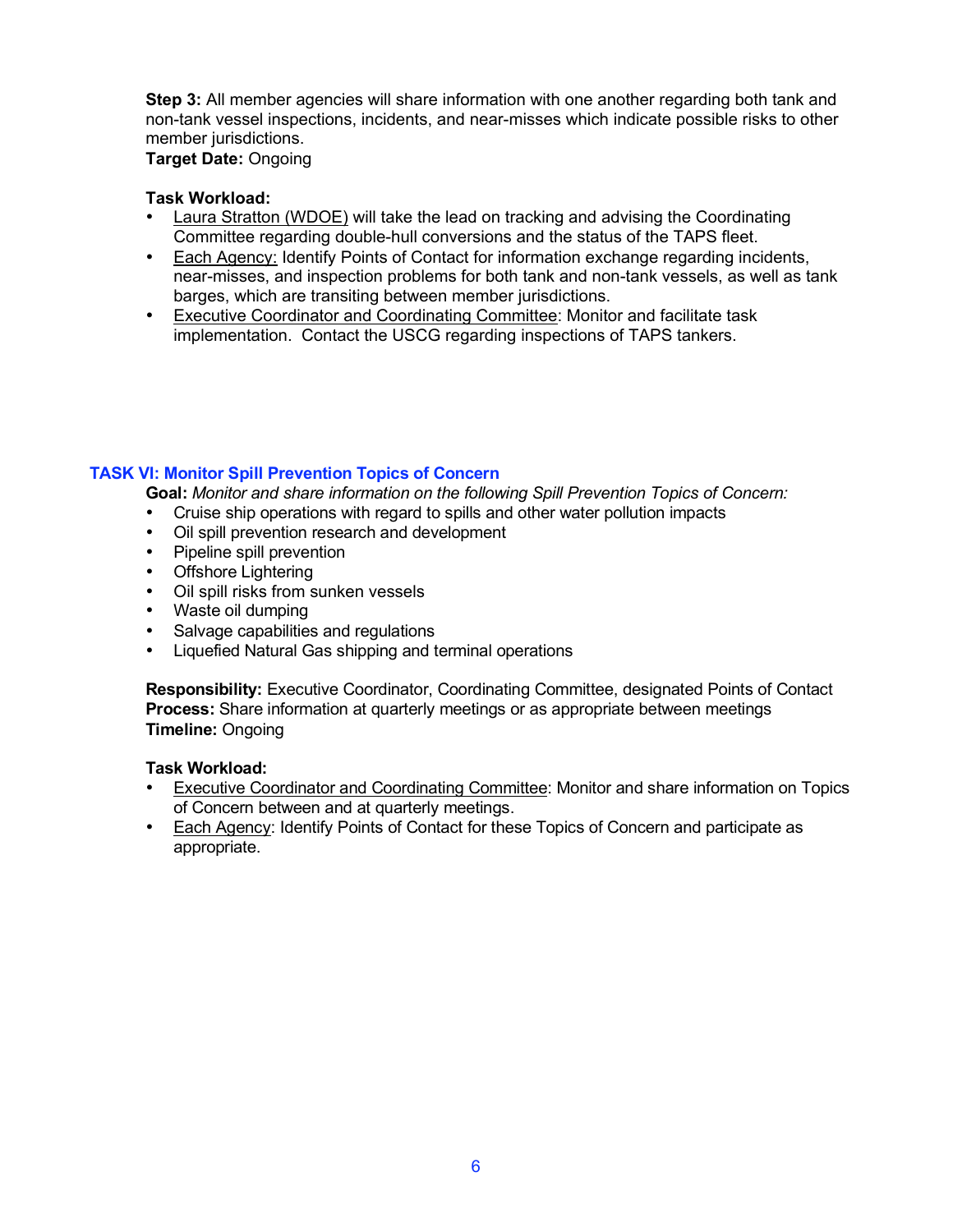**Step 3:** All member agencies will share information with one another regarding both tank and non-tank vessel inspections, incidents, and near-misses which indicate possible risks to other member jurisdictions.
**Target Date:** Ongoing

**Task Workload:**

- Laura Stratton (WDOE) will take the lead on tracking and advising the Coordinating Committee regarding double-hull conversions and the status of the TAPS fleet.
- Each Agency: Identify Points of Contact for information exchange regarding incidents, near-misses, and inspection problems for both tank and non-tank vessels, as well as tank barges, which are transiting between member jurisdictions.
- Executive Coordinator and Coordinating Committee: Monitor and facilitate task implementation. Contact the USCG regarding inspections of TAPS tankers.

## TASK VI: Monitor Spill Prevention Topics of Concern

**Goal:** *Monitor and share information on the following Spill Prevention Topics of Concern:*

- Cruise ship operations with regard to spills and other water pollution impacts
- Oil spill prevention research and development
- Pipeline spill prevention
- Offshore Lightering
- Oil spill risks from sunken vessels
- Waste oil dumping
- Salvage capabilities and regulations
- Liquefied Natural Gas shipping and terminal operations

**Responsibility:** Executive Coordinator, Coordinating Committee, designated Points of Contact
**Process:** Share information at quarterly meetings or as appropriate between meetings
**Timeline:** Ongoing

**Task Workload:**

- Executive Coordinator and Coordinating Committee: Monitor and share information on Topics of Concern between and at quarterly meetings.
- Each Agency: Identify Points of Contact for these Topics of Concern and participate as appropriate.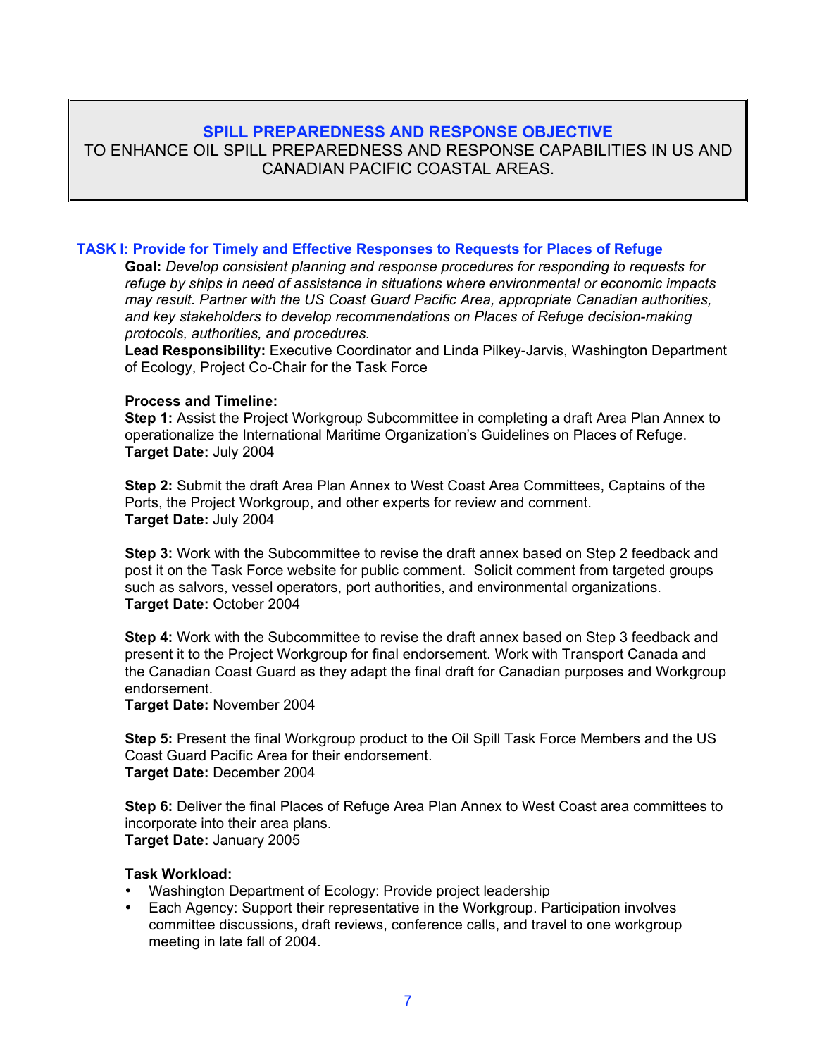## SPILL PREPAREDNESS AND RESPONSE OBJECTIVE

TO ENHANCE OIL SPILL PREPAREDNESS AND RESPONSE CAPABILITIES IN US AND CANADIAN PACIFIC COASTAL AREAS.

### TASK I: Provide for Timely and Effective Responses to Requests for Places of Refuge

**Goal:** *Develop consistent planning and response procedures for responding to requests for refuge by ships in need of assistance in situations where environmental or economic impacts may result. Partner with the US Coast Guard Pacific Area, appropriate Canadian authorities, and key stakeholders to develop recommendations on Places of Refuge decision-making protocols, authorities, and procedures.*

**Lead Responsibility:** Executive Coordinator and Linda Pilkey-Jarvis, Washington Department of Ecology, Project Co-Chair for the Task Force

**Process and Timeline:**

**Step 1:** Assist the Project Workgroup Subcommittee in completing a draft Area Plan Annex to operationalize the International Maritime Organization's Guidelines on Places of Refuge.
**Target Date:** July 2004

**Step 2:** Submit the draft Area Plan Annex to West Coast Area Committees, Captains of the Ports, the Project Workgroup, and other experts for review and comment.
**Target Date:** July 2004

**Step 3:** Work with the Subcommittee to revise the draft annex based on Step 2 feedback and post it on the Task Force website for public comment. Solicit comment from targeted groups such as salvors, vessel operators, port authorities, and environmental organizations.
**Target Date:** October 2004

**Step 4:** Work with the Subcommittee to revise the draft annex based on Step 3 feedback and present it to the Project Workgroup for final endorsement. Work with Transport Canada and the Canadian Coast Guard as they adapt the final draft for Canadian purposes and Workgroup endorsement.
**Target Date:** November 2004

**Step 5:** Present the final Workgroup product to the Oil Spill Task Force Members and the US Coast Guard Pacific Area for their endorsement.
**Target Date:** December 2004

**Step 6:** Deliver the final Places of Refuge Area Plan Annex to West Coast area committees to incorporate into their area plans.
**Target Date:** January 2005

**Task Workload:**

- Washington Department of Ecology: Provide project leadership
- Each Agency: Support their representative in the Workgroup. Participation involves committee discussions, draft reviews, conference calls, and travel to one workgroup meeting in late fall of 2004.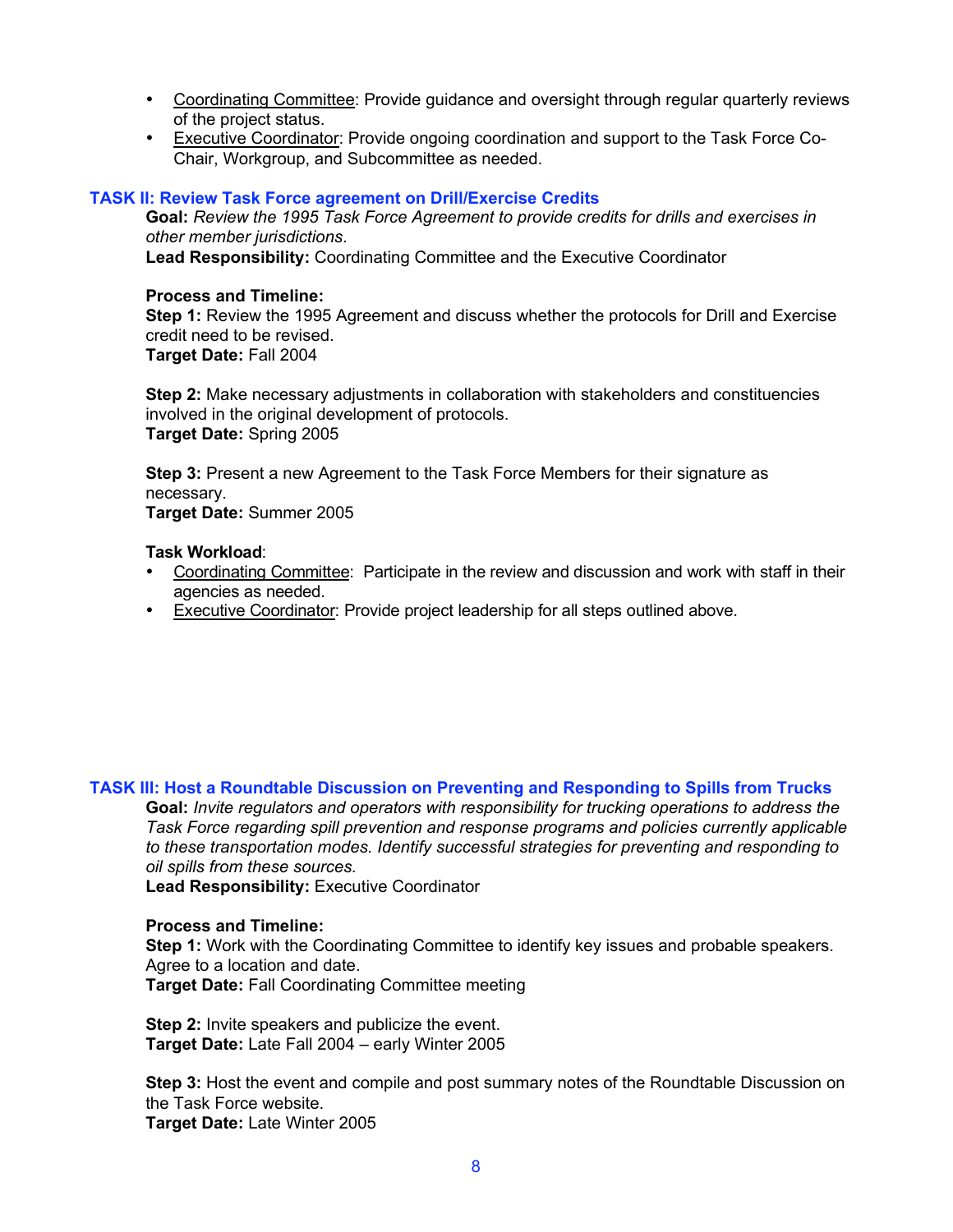- <u>Coordinating Committee</u>: Provide guidance and oversight through regular quarterly reviews of the project status.
- <u>Executive Coordinator</u>: Provide ongoing coordination and support to the Task Force Co-Chair, Workgroup, and Subcommittee as needed.

### TASK II: Review Task Force agreement on Drill/Exercise Credits

**Goal:** *Review the 1995 Task Force Agreement to provide credits for drills and exercises in other member jurisdictions.*

**Lead Responsibility:** Coordinating Committee and the Executive Coordinator

**Process and Timeline:**

**Step 1:** Review the 1995 Agreement and discuss whether the protocols for Drill and Exercise credit need to be revised.
**Target Date:** Fall 2004

**Step 2:** Make necessary adjustments in collaboration with stakeholders and constituencies involved in the original development of protocols.
**Target Date:** Spring 2005

**Step 3:** Present a new Agreement to the Task Force Members for their signature as necessary.
**Target Date:** Summer 2005

**Task Workload**:

- <u>Coordinating Committee</u>: Participate in the review and discussion and work with staff in their agencies as needed.
- <u>Executive Coordinator</u>: Provide project leadership for all steps outlined above.

### TASK III: Host a Roundtable Discussion on Preventing and Responding to Spills from Trucks

**Goal:** *Invite regulators and operators with responsibility for trucking operations to address the Task Force regarding spill prevention and response programs and policies currently applicable to these transportation modes. Identify successful strategies for preventing and responding to oil spills from these sources.*

**Lead Responsibility:** Executive Coordinator

**Process and Timeline:**

**Step 1:** Work with the Coordinating Committee to identify key issues and probable speakers. Agree to a location and date.
**Target Date:** Fall Coordinating Committee meeting

**Step 2:** Invite speakers and publicize the event.
**Target Date:** Late Fall 2004 – early Winter 2005

**Step 3:** Host the event and compile and post summary notes of the Roundtable Discussion on the Task Force website.
**Target Date:** Late Winter 2005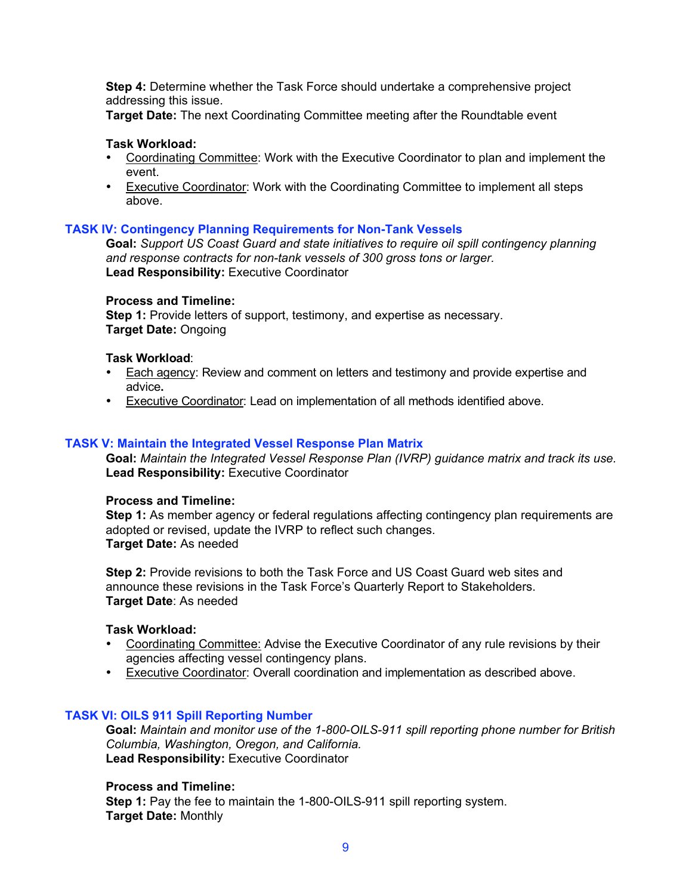**Step 4:** Determine whether the Task Force should undertake a comprehensive project addressing this issue.
**Target Date:** The next Coordinating Committee meeting after the Roundtable event

**Task Workload:**

- Coordinating Committee: Work with the Executive Coordinator to plan and implement the event.
- Executive Coordinator: Work with the Coordinating Committee to implement all steps above.

## TASK IV: Contingency Planning Requirements for Non-Tank Vessels

**Goal:** *Support US Coast Guard and state initiatives to require oil spill contingency planning and response contracts for non-tank vessels of 300 gross tons or larger.*
**Lead Responsibility:** Executive Coordinator

**Process and Timeline:**
**Step 1:** Provide letters of support, testimony, and expertise as necessary.
**Target Date:** Ongoing

**Task Workload**:

- Each agency: Review and comment on letters and testimony and provide expertise and advice**.**
- Executive Coordinator: Lead on implementation of all methods identified above.

## TASK V: Maintain the Integrated Vessel Response Plan Matrix

**Goal:** *Maintain the Integrated Vessel Response Plan (IVRP) guidance matrix and track its use.*
**Lead Responsibility:** Executive Coordinator

**Process and Timeline:**
**Step 1:** As member agency or federal regulations affecting contingency plan requirements are adopted or revised, update the IVRP to reflect such changes.
**Target Date:** As needed

**Step 2:** Provide revisions to both the Task Force and US Coast Guard web sites and announce these revisions in the Task Force's Quarterly Report to Stakeholders.
**Target Date**: As needed

**Task Workload:**

- Coordinating Committee: Advise the Executive Coordinator of any rule revisions by their agencies affecting vessel contingency plans.
- Executive Coordinator: Overall coordination and implementation as described above.

## TASK VI: OILS 911 Spill Reporting Number

**Goal:** *Maintain and monitor use of the 1-800-OILS-911 spill reporting phone number for British Columbia, Washington, Oregon, and California.*
**Lead Responsibility:** Executive Coordinator

**Process and Timeline:**
**Step 1:** Pay the fee to maintain the 1-800-OILS-911 spill reporting system.
**Target Date:** Monthly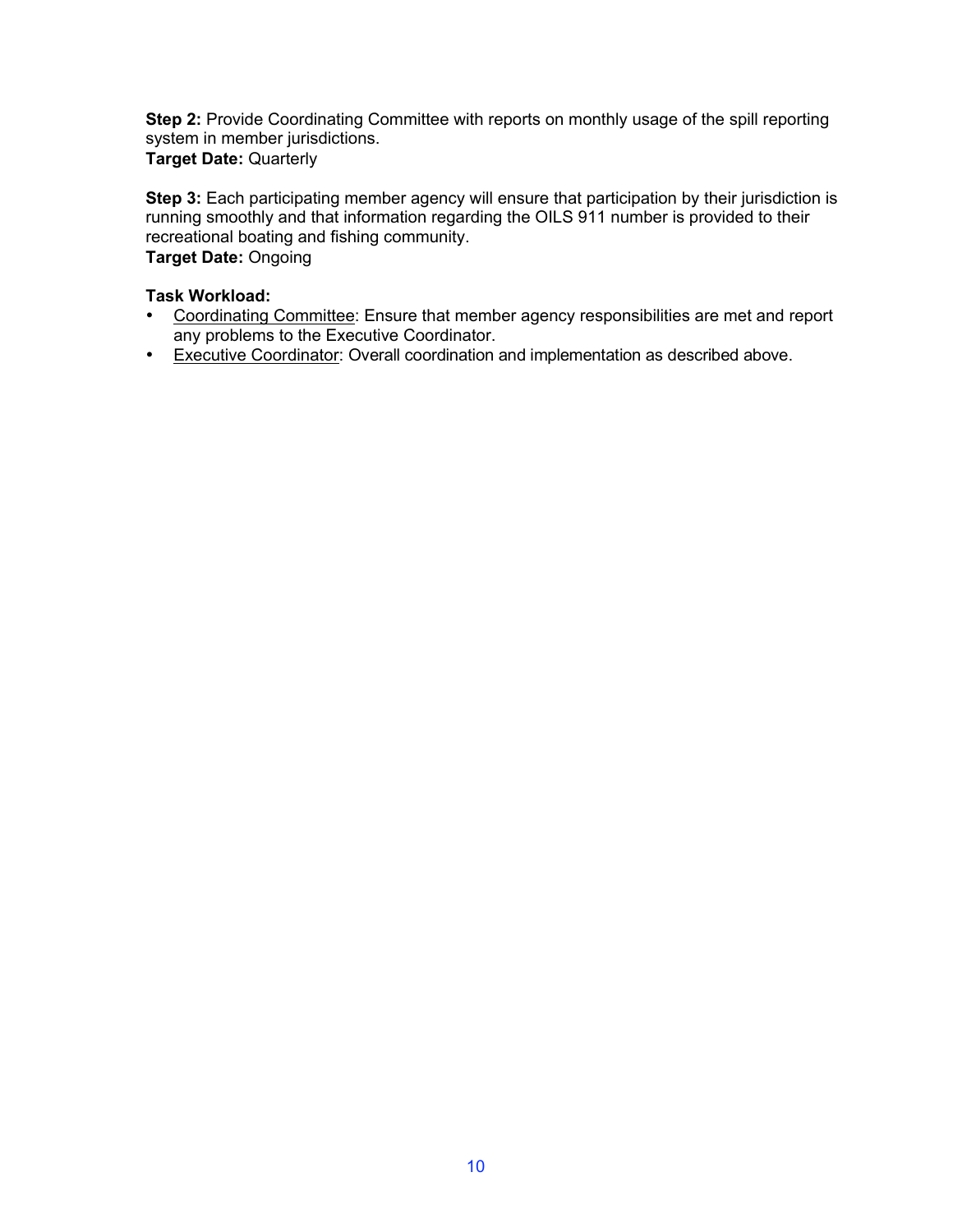**Step 2:** Provide Coordinating Committee with reports on monthly usage of the spill reporting system in member jurisdictions.
**Target Date:** Quarterly

**Step 3:** Each participating member agency will ensure that participation by their jurisdiction is running smoothly and that information regarding the OILS 911 number is provided to their recreational boating and fishing community.
**Target Date:** Ongoing

**Task Workload:**

- <u>Coordinating Committee</u>: Ensure that member agency responsibilities are met and report any problems to the Executive Coordinator.
- <u>Executive Coordinator</u>: Overall coordination and implementation as described above.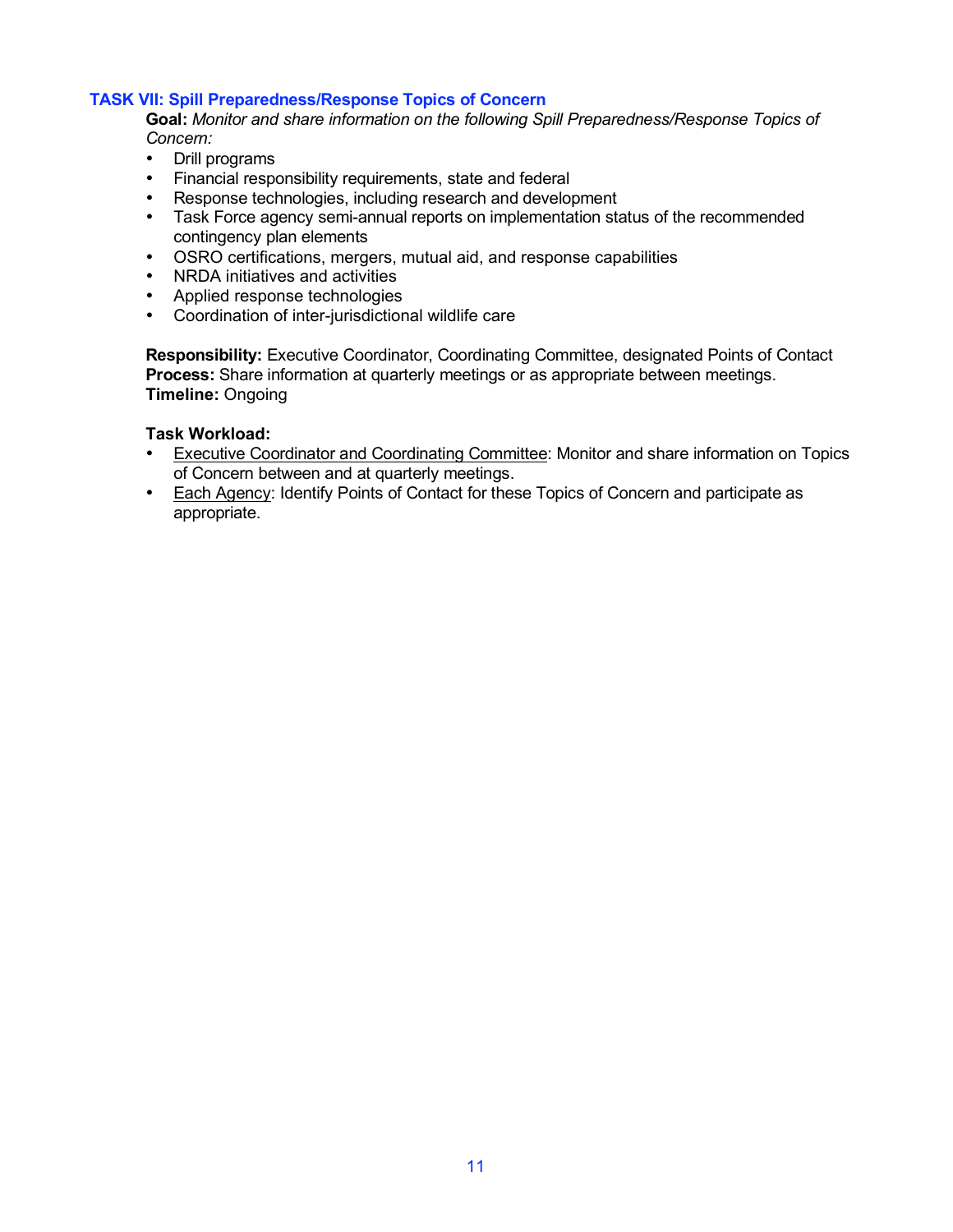### TASK VII: Spill Preparedness/Response Topics of Concern

**Goal:** *Monitor and share information on the following Spill Preparedness/Response Topics of Concern:*

- Drill programs
- Financial responsibility requirements, state and federal
- Response technologies, including research and development
- Task Force agency semi-annual reports on implementation status of the recommended contingency plan elements
- OSRO certifications, mergers, mutual aid, and response capabilities
- NRDA initiatives and activities
- Applied response technologies
- Coordination of inter-jurisdictional wildlife care

**Responsibility:** Executive Coordinator, Coordinating Committee, designated Points of Contact
**Process:** Share information at quarterly meetings or as appropriate between meetings.
**Timeline:** Ongoing

**Task Workload:**

- Executive Coordinator and Coordinating Committee: Monitor and share information on Topics of Concern between and at quarterly meetings.
- Each Agency: Identify Points of Contact for these Topics of Concern and participate as appropriate.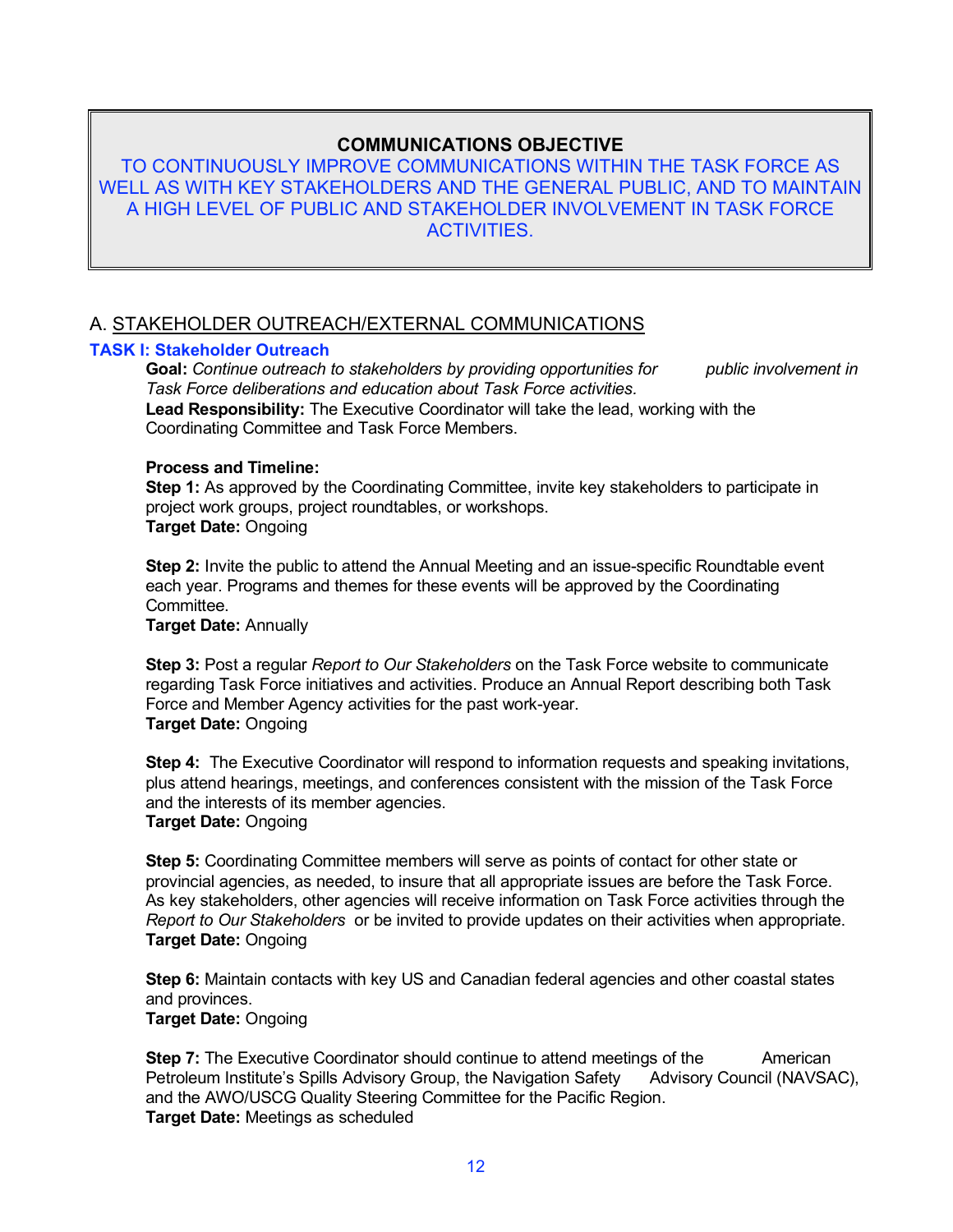## COMMUNICATIONS OBJECTIVE

TO CONTINUOUSLY IMPROVE COMMUNICATIONS WITHIN THE TASK FORCE AS WELL AS WITH KEY STAKEHOLDERS AND THE GENERAL PUBLIC, AND TO MAINTAIN A HIGH LEVEL OF PUBLIC AND STAKEHOLDER INVOLVEMENT IN TASK FORCE ACTIVITIES.

## A. STAKEHOLDER OUTREACH/EXTERNAL COMMUNICATIONS

### TASK I: Stakeholder Outreach

**Goal:** *Continue outreach to stakeholders by providing opportunities for public involvement in Task Force deliberations and education about Task Force activities.*
**Lead Responsibility:** The Executive Coordinator will take the lead, working with the Coordinating Committee and Task Force Members.

**Process and Timeline:**
**Step 1:** As approved by the Coordinating Committee, invite key stakeholders to participate in project work groups, project roundtables, or workshops.
**Target Date:** Ongoing

**Step 2:** Invite the public to attend the Annual Meeting and an issue-specific Roundtable event each year. Programs and themes for these events will be approved by the Coordinating Committee.
**Target Date:** Annually

**Step 3:** Post a regular *Report to Our Stakeholders* on the Task Force website to communicate regarding Task Force initiatives and activities. Produce an Annual Report describing both Task Force and Member Agency activities for the past work-year.
**Target Date:** Ongoing

**Step 4:** The Executive Coordinator will respond to information requests and speaking invitations, plus attend hearings, meetings, and conferences consistent with the mission of the Task Force and the interests of its member agencies.
**Target Date:** Ongoing

**Step 5:** Coordinating Committee members will serve as points of contact for other state or provincial agencies, as needed, to insure that all appropriate issues are before the Task Force. As key stakeholders, other agencies will receive information on Task Force activities through the *Report to Our Stakeholders* or be invited to provide updates on their activities when appropriate.
**Target Date:** Ongoing

**Step 6:** Maintain contacts with key US and Canadian federal agencies and other coastal states and provinces.
**Target Date:** Ongoing

**Step 7:** The Executive Coordinator should continue to attend meetings of the American Petroleum Institute's Spills Advisory Group, the Navigation Safety Advisory Council (NAVSAC), and the AWO/USCG Quality Steering Committee for the Pacific Region.
**Target Date:** Meetings as scheduled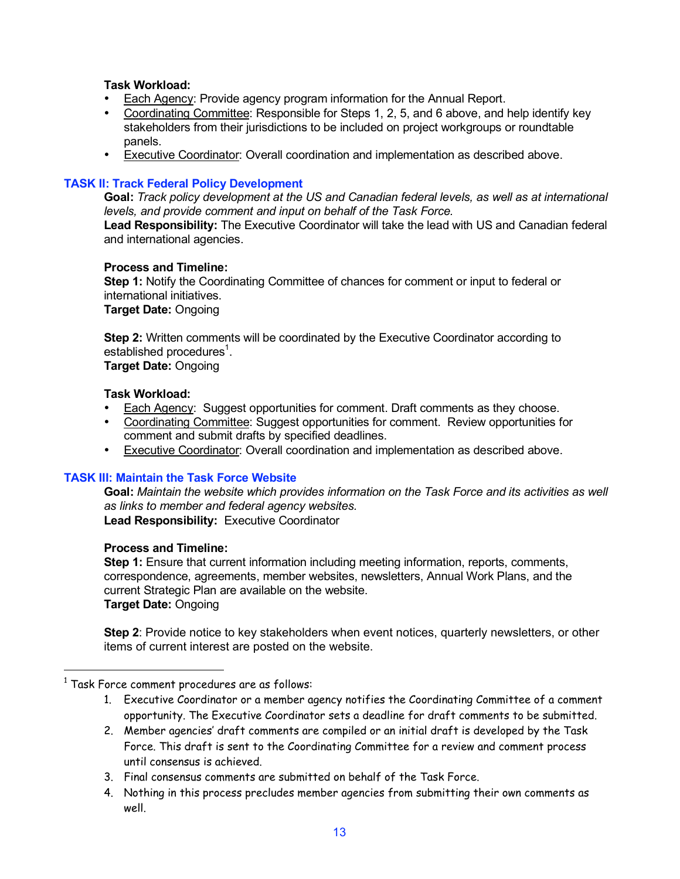**Task Workload:**

- Each Agency: Provide agency program information for the Annual Report.
- Coordinating Committee: Responsible for Steps 1, 2, 5, and 6 above, and help identify key stakeholders from their jurisdictions to be included on project workgroups or roundtable panels.
- Executive Coordinator: Overall coordination and implementation as described above.

### TASK II: Track Federal Policy Development

**Goal:** *Track policy development at the US and Canadian federal levels, as well as at international levels, and provide comment and input on behalf of the Task Force.*
**Lead Responsibility:** The Executive Coordinator will take the lead with US and Canadian federal and international agencies.

**Process and Timeline:**
**Step 1:** Notify the Coordinating Committee of chances for comment or input to federal or international initiatives.
**Target Date:** Ongoing

**Step 2:** Written comments will be coordinated by the Executive Coordinator according to established procedures[1].
**Target Date:** Ongoing

**Task Workload:**

- Each Agency: Suggest opportunities for comment. Draft comments as they choose.
- Coordinating Committee: Suggest opportunities for comment. Review opportunities for comment and submit drafts by specified deadlines.
- Executive Coordinator: Overall coordination and implementation as described above.

### TASK III: Maintain the Task Force Website

**Goal:** *Maintain the website which provides information on the Task Force and its activities as well as links to member and federal agency websites.*
**Lead Responsibility:** Executive Coordinator

**Process and Timeline:**
**Step 1:** Ensure that current information including meeting information, reports, comments, correspondence, agreements, member websites, newsletters, Annual Work Plans, and the current Strategic Plan are available on the website.
**Target Date:** Ongoing

**Step 2**: Provide notice to key stakeholders when event notices, quarterly newsletters, or other items of current interest are posted on the website.

---

[1] Task Force comment procedures are as follows:

1. Executive Coordinator or a member agency notifies the Coordinating Committee of a comment opportunity. The Executive Coordinator sets a deadline for draft comments to be submitted.
2. Member agencies' draft comments are compiled or an initial draft is developed by the Task Force. This draft is sent to the Coordinating Committee for a review and comment process until consensus is achieved.
3. Final consensus comments are submitted on behalf of the Task Force.
4. Nothing in this process precludes member agencies from submitting their own comments as well.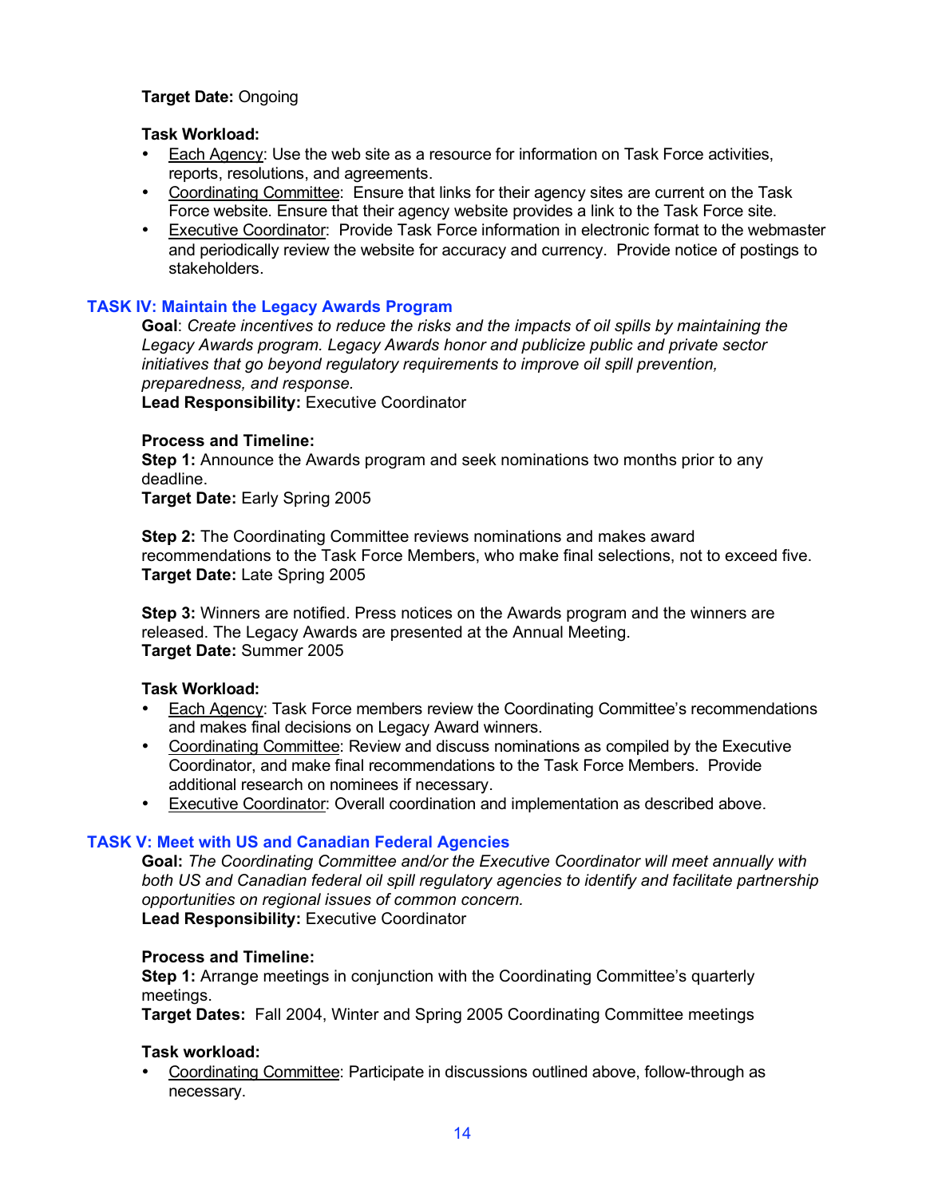**Target Date:** Ongoing

**Task Workload:**

- Each Agency: Use the web site as a resource for information on Task Force activities, reports, resolutions, and agreements.
- Coordinating Committee: Ensure that links for their agency sites are current on the Task Force website. Ensure that their agency website provides a link to the Task Force site.
- Executive Coordinator: Provide Task Force information in electronic format to the webmaster and periodically review the website for accuracy and currency. Provide notice of postings to stakeholders.

## TASK IV: Maintain the Legacy Awards Program

**Goal**: *Create incentives to reduce the risks and the impacts of oil spills by maintaining the Legacy Awards program. Legacy Awards honor and publicize public and private sector initiatives that go beyond regulatory requirements to improve oil spill prevention, preparedness, and response.*
**Lead Responsibility:** Executive Coordinator

**Process and Timeline:**
**Step 1:** Announce the Awards program and seek nominations two months prior to any deadline.
**Target Date:** Early Spring 2005

**Step 2:** The Coordinating Committee reviews nominations and makes award recommendations to the Task Force Members, who make final selections, not to exceed five.
**Target Date:** Late Spring 2005

**Step 3:** Winners are notified. Press notices on the Awards program and the winners are released. The Legacy Awards are presented at the Annual Meeting.
**Target Date:** Summer 2005

**Task Workload:**

- Each Agency: Task Force members review the Coordinating Committee's recommendations and makes final decisions on Legacy Award winners.
- Coordinating Committee: Review and discuss nominations as compiled by the Executive Coordinator, and make final recommendations to the Task Force Members. Provide additional research on nominees if necessary.
- Executive Coordinator: Overall coordination and implementation as described above.

## TASK V: Meet with US and Canadian Federal Agencies

**Goal:** *The Coordinating Committee and/or the Executive Coordinator will meet annually with both US and Canadian federal oil spill regulatory agencies to identify and facilitate partnership opportunities on regional issues of common concern.*
**Lead Responsibility:** Executive Coordinator

**Process and Timeline:**
**Step 1:** Arrange meetings in conjunction with the Coordinating Committee's quarterly meetings.
**Target Dates:** Fall 2004, Winter and Spring 2005 Coordinating Committee meetings

**Task workload:**

- Coordinating Committee: Participate in discussions outlined above, follow-through as necessary.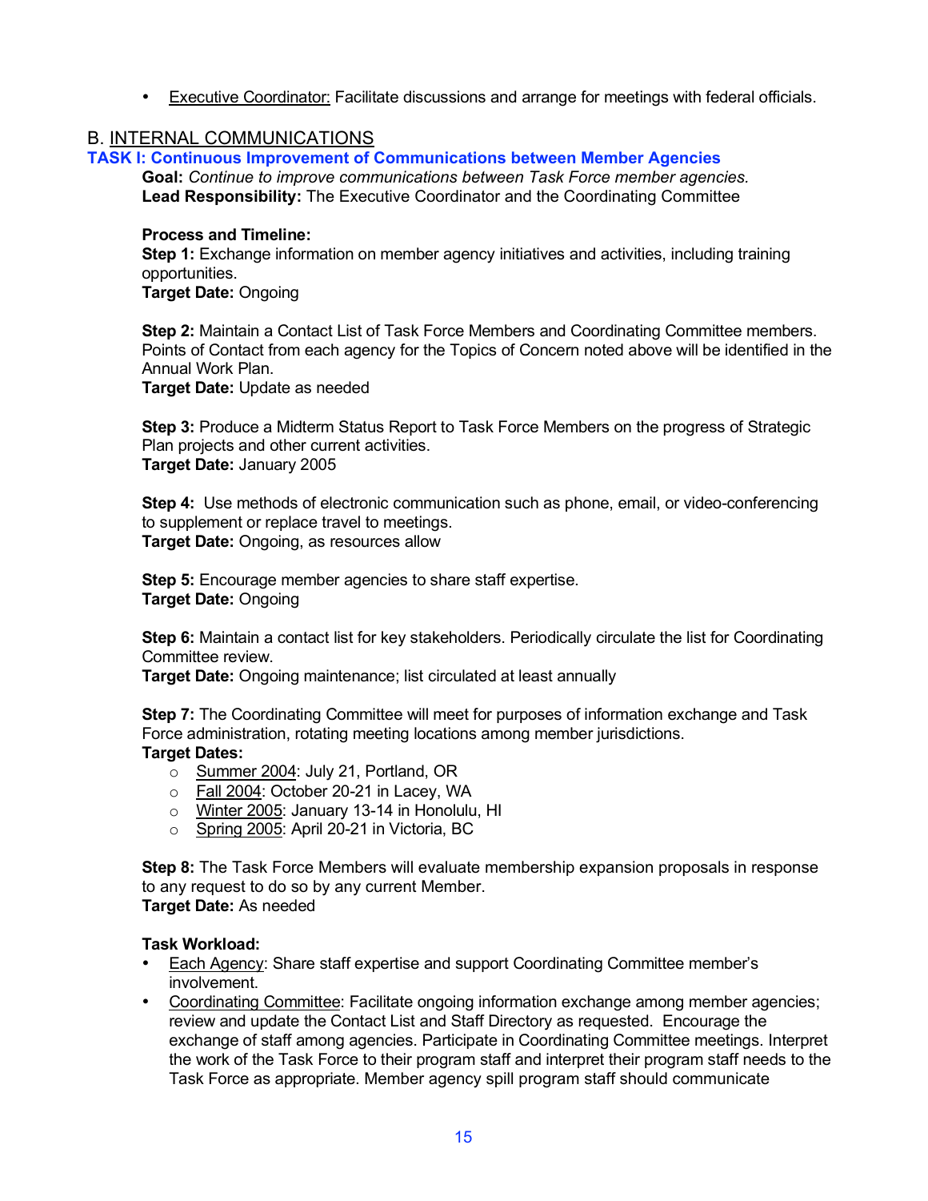- Executive Coordinator: Facilitate discussions and arrange for meetings with federal officials.

## B. INTERNAL COMMUNICATIONS

### TASK I: Continuous Improvement of Communications between Member Agencies

**Goal:** *Continue to improve communications between Task Force member agencies.*
**Lead Responsibility:** The Executive Coordinator and the Coordinating Committee

**Process and Timeline:**

**Step 1:** Exchange information on member agency initiatives and activities, including training opportunities.
**Target Date:** Ongoing

**Step 2:** Maintain a Contact List of Task Force Members and Coordinating Committee members. Points of Contact from each agency for the Topics of Concern noted above will be identified in the Annual Work Plan.
**Target Date:** Update as needed

**Step 3:** Produce a Midterm Status Report to Task Force Members on the progress of Strategic Plan projects and other current activities.
**Target Date:** January 2005

**Step 4:** Use methods of electronic communication such as phone, email, or video-conferencing to supplement or replace travel to meetings.
**Target Date:** Ongoing, as resources allow

**Step 5:** Encourage member agencies to share staff expertise.
**Target Date:** Ongoing

**Step 6:** Maintain a contact list for key stakeholders. Periodically circulate the list for Coordinating Committee review.
**Target Date:** Ongoing maintenance; list circulated at least annually

**Step 7:** The Coordinating Committee will meet for purposes of information exchange and Task Force administration, rotating meeting locations among member jurisdictions.
**Target Dates:**

- Summer 2004: July 21, Portland, OR
- Fall 2004: October 20-21 in Lacey, WA
- Winter 2005: January 13-14 in Honolulu, HI
- Spring 2005: April 20-21 in Victoria, BC

**Step 8:** The Task Force Members will evaluate membership expansion proposals in response to any request to do so by any current Member.
**Target Date:** As needed

**Task Workload:**

- Each Agency: Share staff expertise and support Coordinating Committee member's involvement.
- Coordinating Committee: Facilitate ongoing information exchange among member agencies; review and update the Contact List and Staff Directory as requested. Encourage the exchange of staff among agencies. Participate in Coordinating Committee meetings. Interpret the work of the Task Force to their program staff and interpret their program staff needs to the Task Force as appropriate. Member agency spill program staff should communicate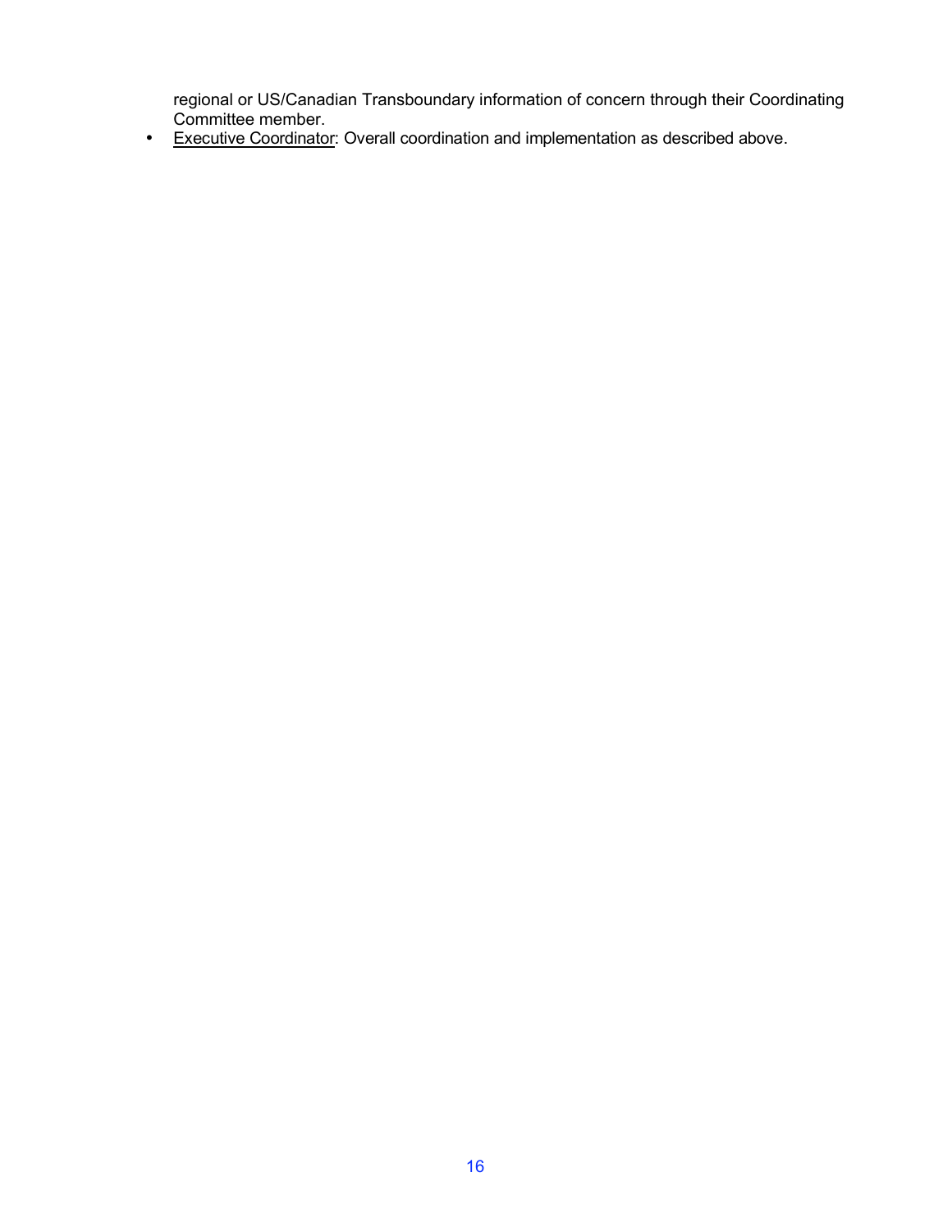regional or US/Canadian Transboundary information of concern through their Coordinating Committee member.

- Executive Coordinator: Overall coordination and implementation as described above.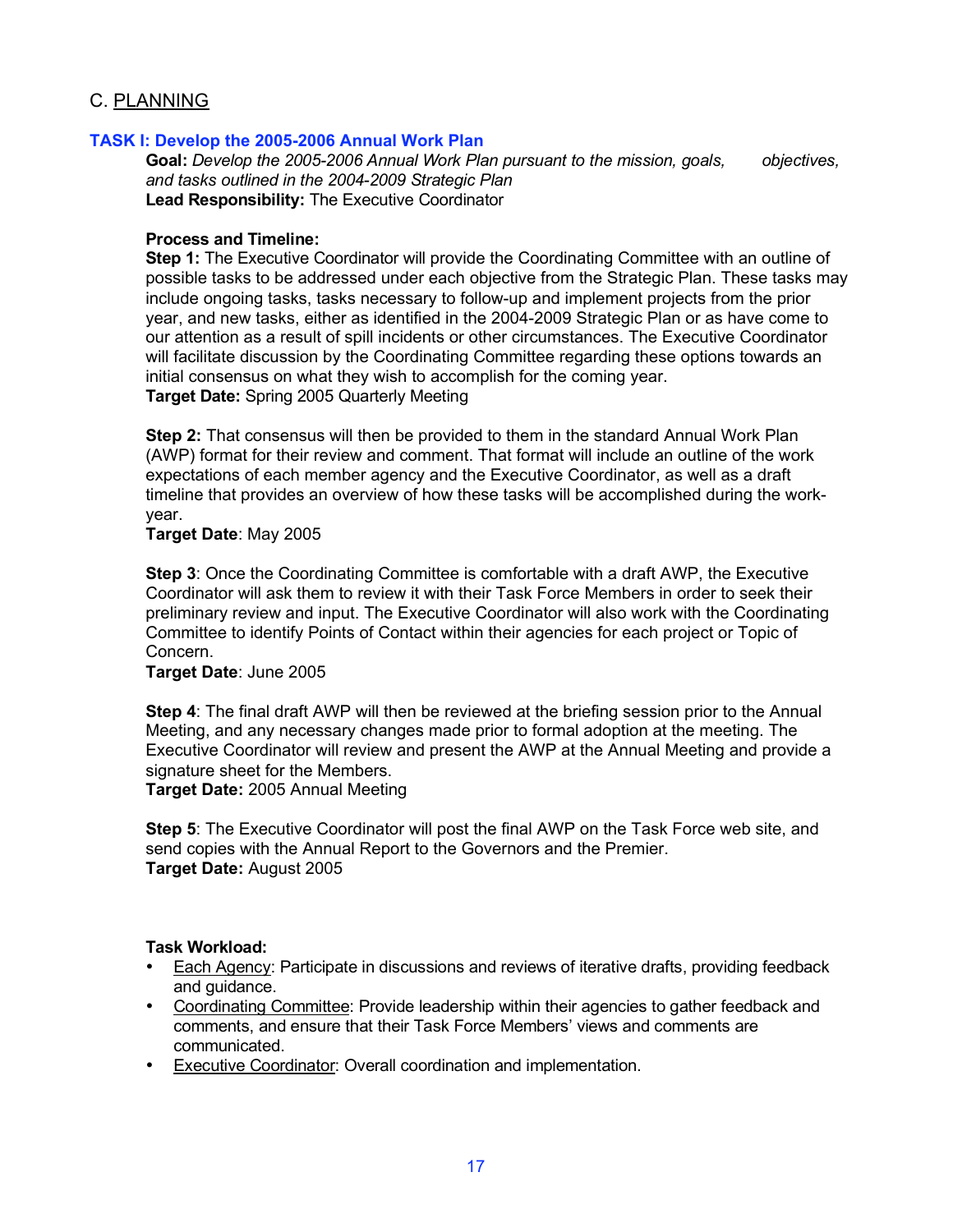## C. PLANNING

### TASK I: Develop the 2005-2006 Annual Work Plan

**Goal:** *Develop the 2005-2006 Annual Work Plan pursuant to the mission, goals, objectives, and tasks outlined in the 2004-2009 Strategic Plan*
**Lead Responsibility:** The Executive Coordinator

**Process and Timeline:**

**Step 1:** The Executive Coordinator will provide the Coordinating Committee with an outline of possible tasks to be addressed under each objective from the Strategic Plan. These tasks may include ongoing tasks, tasks necessary to follow-up and implement projects from the prior year, and new tasks, either as identified in the 2004-2009 Strategic Plan or as have come to our attention as a result of spill incidents or other circumstances. The Executive Coordinator will facilitate discussion by the Coordinating Committee regarding these options towards an initial consensus on what they wish to accomplish for the coming year.
**Target Date:** Spring 2005 Quarterly Meeting

**Step 2:** That consensus will then be provided to them in the standard Annual Work Plan (AWP) format for their review and comment. That format will include an outline of the work expectations of each member agency and the Executive Coordinator, as well as a draft timeline that provides an overview of how these tasks will be accomplished during the work-year.
**Target Date**: May 2005

**Step 3**: Once the Coordinating Committee is comfortable with a draft AWP, the Executive Coordinator will ask them to review it with their Task Force Members in order to seek their preliminary review and input. The Executive Coordinator will also work with the Coordinating Committee to identify Points of Contact within their agencies for each project or Topic of Concern.
**Target Date**: June 2005

**Step 4**: The final draft AWP will then be reviewed at the briefing session prior to the Annual Meeting, and any necessary changes made prior to formal adoption at the meeting. The Executive Coordinator will review and present the AWP at the Annual Meeting and provide a signature sheet for the Members.
**Target Date:** 2005 Annual Meeting

**Step 5**: The Executive Coordinator will post the final AWP on the Task Force web site, and send copies with the Annual Report to the Governors and the Premier.
**Target Date:** August 2005

**Task Workload:**

- Each Agency: Participate in discussions and reviews of iterative drafts, providing feedback and guidance.
- Coordinating Committee: Provide leadership within their agencies to gather feedback and comments, and ensure that their Task Force Members' views and comments are communicated.
- Executive Coordinator: Overall coordination and implementation.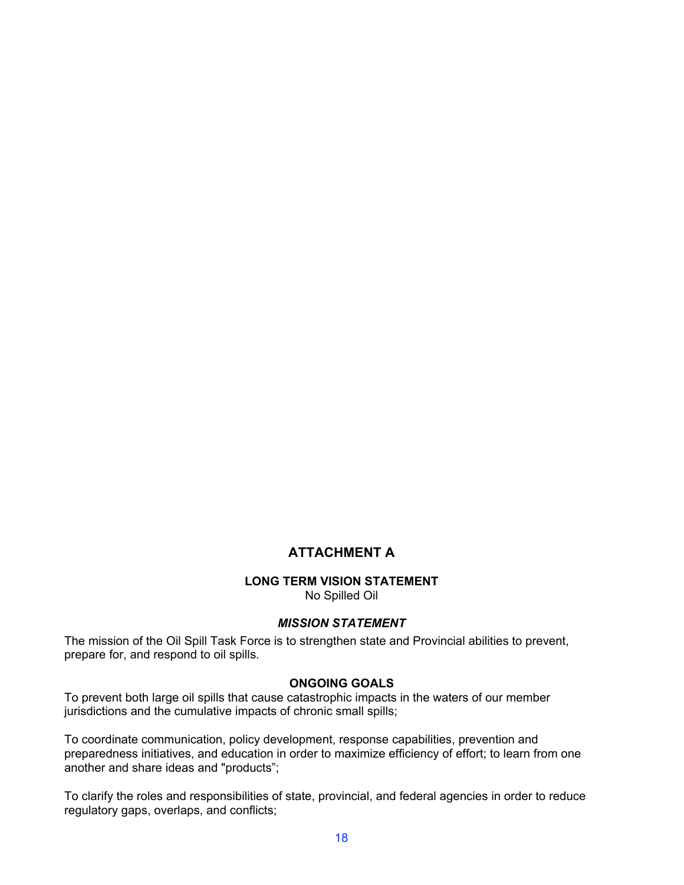# ATTACHMENT A

## LONG TERM VISION STATEMENT

No Spilled Oil

## *MISSION STATEMENT*

The mission of the Oil Spill Task Force is to strengthen state and Provincial abilities to prevent, prepare for, and respond to oil spills.

## ONGOING GOALS

To prevent both large oil spills that cause catastrophic impacts in the waters of our member jurisdictions and the cumulative impacts of chronic small spills;

To coordinate communication, policy development, response capabilities, prevention and preparedness initiatives, and education in order to maximize efficiency of effort; to learn from one another and share ideas and "products";

To clarify the roles and responsibilities of state, provincial, and federal agencies in order to reduce regulatory gaps, overlaps, and conflicts;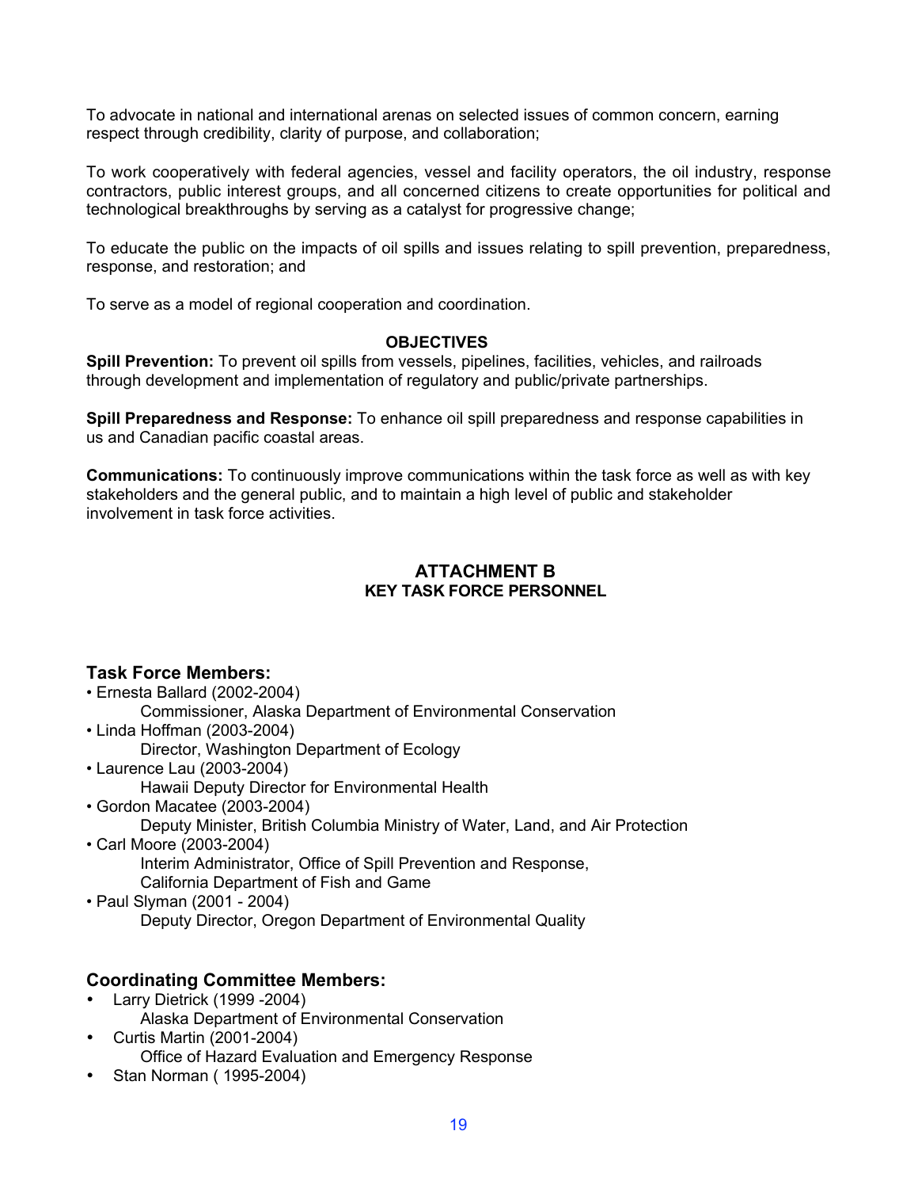To advocate in national and international arenas on selected issues of common concern, earning respect through credibility, clarity of purpose, and collaboration;

To work cooperatively with federal agencies, vessel and facility operators, the oil industry, response contractors, public interest groups, and all concerned citizens to create opportunities for political and technological breakthroughs by serving as a catalyst for progressive change;

To educate the public on the impacts of oil spills and issues relating to spill prevention, preparedness, response, and restoration; and

To serve as a model of regional cooperation and coordination.

**OBJECTIVES**

**Spill Prevention:** To prevent oil spills from vessels, pipelines, facilities, vehicles, and railroads through development and implementation of regulatory and public/private partnerships.

**Spill Preparedness and Response:** To enhance oil spill preparedness and response capabilities in us and Canadian pacific coastal areas.

**Communications:** To continuously improve communications within the task force as well as with key stakeholders and the general public, and to maintain a high level of public and stakeholder involvement in task force activities.

## ATTACHMENT B
### KEY TASK FORCE PERSONNEL

### Task Force Members:

- Ernesta Ballard (2002-2004)
  Commissioner, Alaska Department of Environmental Conservation
- Linda Hoffman (2003-2004)
  Director, Washington Department of Ecology
- Laurence Lau (2003-2004)
  Hawaii Deputy Director for Environmental Health
- Gordon Macatee (2003-2004)
  Deputy Minister, British Columbia Ministry of Water, Land, and Air Protection
- Carl Moore (2003-2004)
  Interim Administrator, Office of Spill Prevention and Response,
  California Department of Fish and Game
- Paul Slyman (2001 - 2004)
  Deputy Director, Oregon Department of Environmental Quality

### Coordinating Committee Members:

- Larry Dietrick (1999 -2004)
  Alaska Department of Environmental Conservation
- Curtis Martin (2001-2004)
  Office of Hazard Evaluation and Emergency Response
- Stan Norman ( 1995-2004)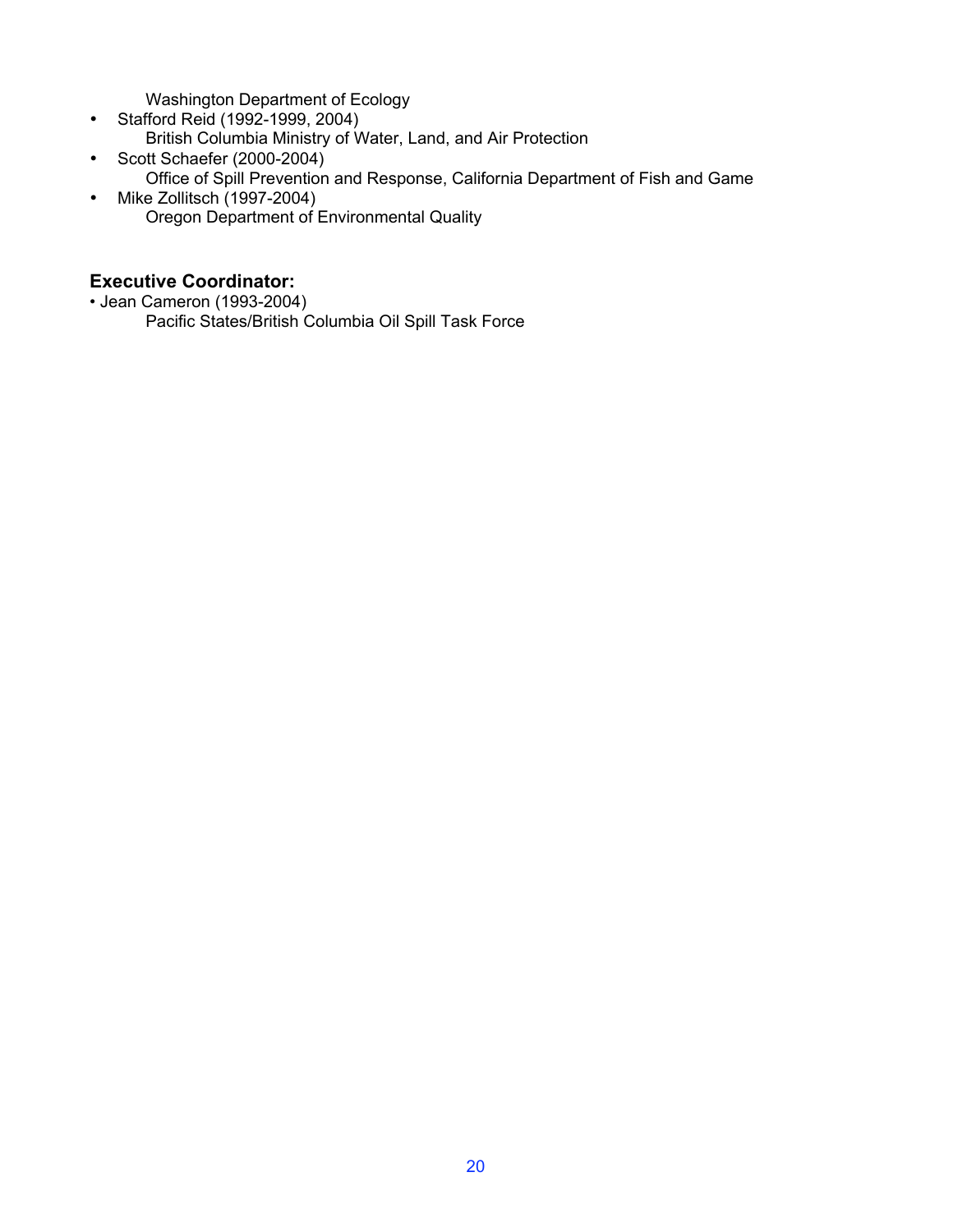Washington Department of Ecology

- Stafford Reid (1992-1999, 2004)
  British Columbia Ministry of Water, Land, and Air Protection
- Scott Schaefer (2000-2004)
  Office of Spill Prevention and Response, California Department of Fish and Game
- Mike Zollitsch (1997-2004)
  Oregon Department of Environmental Quality

### Executive Coordinator:

- Jean Cameron (1993-2004)
  Pacific States/British Columbia Oil Spill Task Force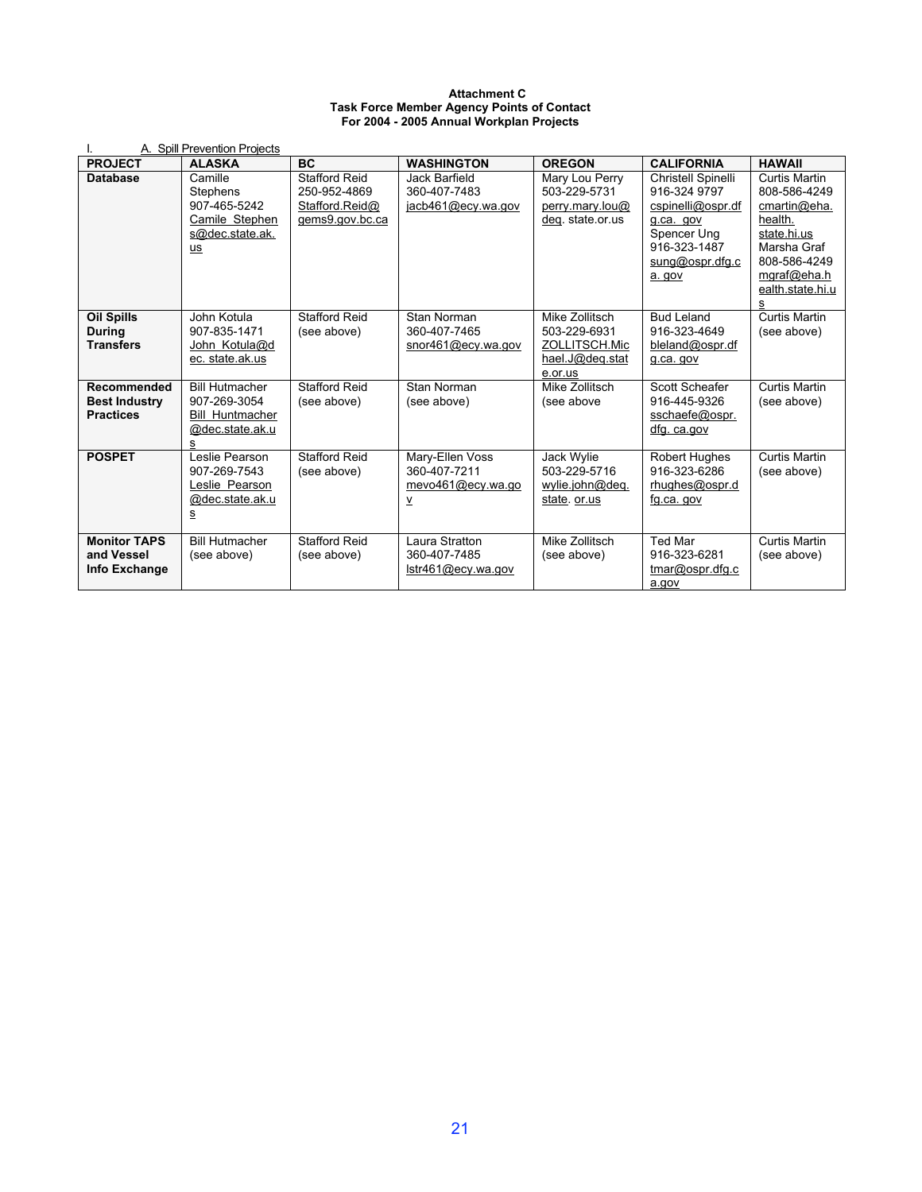**Attachment C**
**Task Force Member Agency Points of Contact**
**For 2004 - 2005 Annual Workplan Projects**

I. A. Spill Prevention Projects

| PROJECT | ALASKA | BC | WASHINGTON | OREGON | CALIFORNIA | HAWAII |
|---|---|---|---|---|---|---|
| **Database** | Camille Stephens 907-465-5242 Camile_Stephens@dec.state.ak.us | Stafford Reid 250-952-4869 Stafford.Reid@gems9.gov.bc.ca | Jack Barfield 360-407-7483 jacb461@ecy.wa.gov | Mary Lou Perry 503-229-5731 perry.mary.lou@deq. state.or.us | Christell Spinelli 916-324 9797 cspinelli@ospr.dfg.ca. gov Spencer Ung 916-323-1487 sung@ospr.dfg.ca. gov | Curtis Martin 808-586-4249 cmartin@eha.health.state.hi.us Marsha Graf 808-586-4249 mgraf@eha.health.state.hi.us |
| **Oil Spills During Transfers** | John Kotula 907-835-1471 John_Kotula@dec. state.ak.us | Stafford Reid (see above) | Stan Norman 360-407-7465 snor461@ecy.wa.gov | Mike Zollitsch 503-229-6931 ZOLLITSCH.Michael.J@deq.state.or.us | Bud Leland 916-323-4649 bleland@ospr.dfg.ca. gov | Curtis Martin (see above) |
| **Recommended Best Industry Practices** | Bill Hutmacher 907-269-3054 Bill_Huntmacher@dec.state.ak.us | Stafford Reid (see above) | Stan Norman (see above) | Mike Zollitsch (see above | Scott Scheafer 916-445-9326 sschaefe@ospr.dfg. ca.gov | Curtis Martin (see above) |
| **POSPET** | Leslie Pearson 907-269-7543 Leslie_Pearson@dec.state.ak.us | Stafford Reid (see above) | Mary-Ellen Voss 360-407-7211 mevo461@ecy.wa.gov | Jack Wylie 503-229-5716 wylie.john@deq.state. or.us | Robert Hughes 916-323-6286 rhughes@ospr.dfg.ca. gov | Curtis Martin (see above) |
| **Monitor TAPS and Vessel Info Exchange** | Bill Hutmacher (see above) | Stafford Reid (see above) | Laura Stratton 360-407-7485 lstr461@ecy.wa.gov | Mike Zollitsch (see above) | Ted Mar 916-323-6281 tmar@ospr.dfg.ca.gov | Curtis Martin (see above) |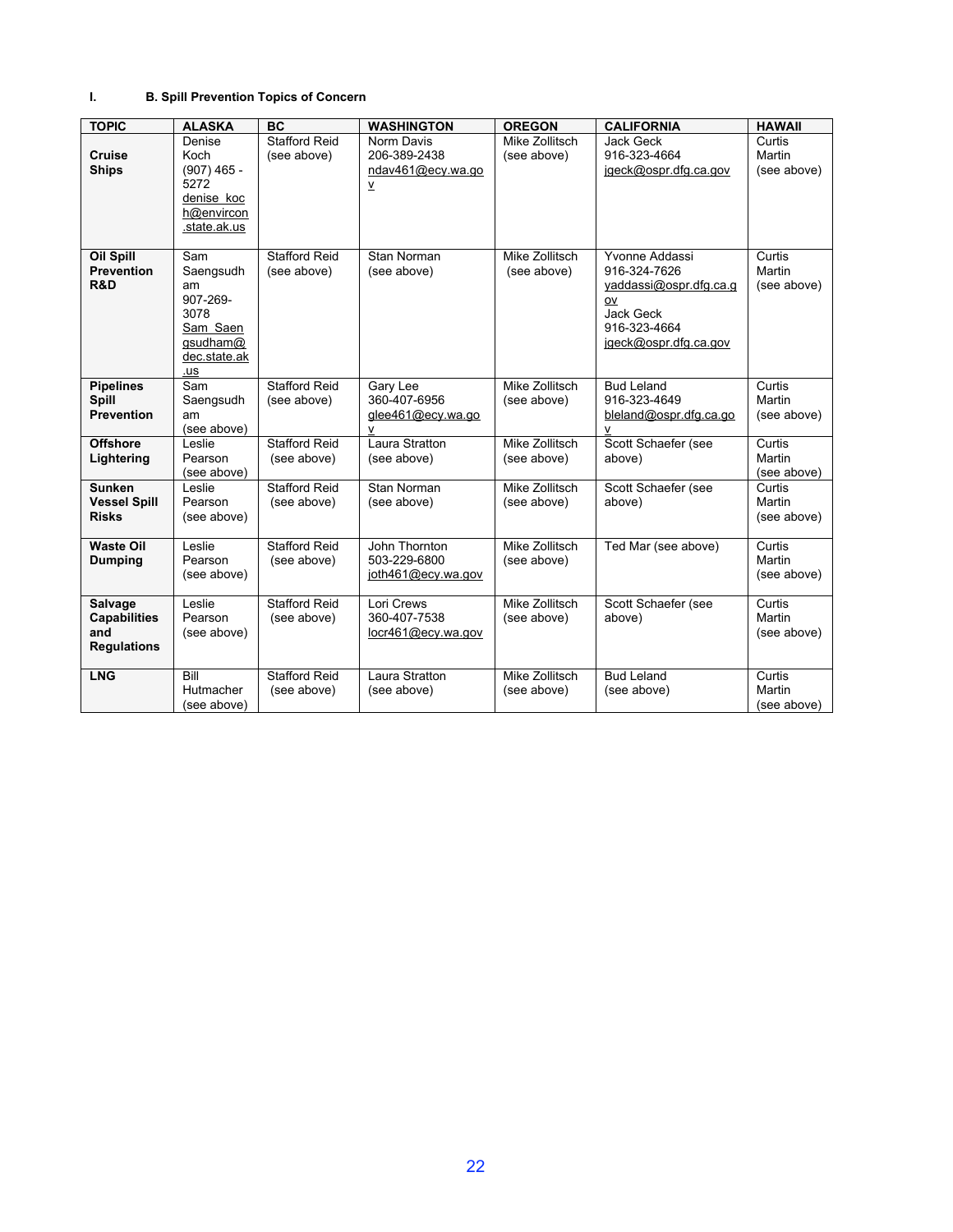I. B. Spill Prevention Topics of Concern

| TOPIC | ALASKA | BC | WASHINGTON | OREGON | CALIFORNIA | HAWAII |
|---|---|---|---|---|---|---|
| **Cruise Ships** | Denise Koch (907) 465 - 5272 denise_koch@envircon.state.ak.us | Stafford Reid (see above) | Norm Davis 206-389-2438 ndav461@ecy.wa.gov | Mike Zollitsch (see above) | Jack Geck 916-323-4664 jgeck@ospr.dfg.ca.gov | Curtis Martin (see above) |
| **Oil Spill Prevention R&D** | Sam Saengsudham 907-269-3078 Sam_Saengsudham@dec.state.ak.us | Stafford Reid (see above) | Stan Norman (see above) | Mike Zollitsch (see above) | Yvonne Addassi 916-324-7626 yaddassi@ospr.dfg.ca.gov Jack Geck 916-323-4664 jgeck@ospr.dfg.ca.gov | Curtis Martin (see above) |
| **Pipelines Spill Prevention** | Sam Saengsudham (see above) | Stafford Reid (see above) | Gary Lee 360-407-6956 glee461@ecy.wa.gov | Mike Zollitsch (see above) | Bud Leland 916-323-4649 bleland@ospr.dfg.ca.gov | Curtis Martin (see above) |
| **Offshore Lightering** | Leslie Pearson (see above) | Stafford Reid (see above) | Laura Stratton (see above) | Mike Zollitsch (see above) | Scott Schaefer (see above) | Curtis Martin (see above) |
| **Sunken Vessel Spill Risks** | Leslie Pearson (see above) | Stafford Reid (see above) | Stan Norman (see above) | Mike Zollitsch (see above) | Scott Schaefer (see above) | Curtis Martin (see above) |
| **Waste Oil Dumping** | Leslie Pearson (see above) | Stafford Reid (see above) | John Thornton 503-229-6800 joth461@ecy.wa.gov | Mike Zollitsch (see above) | Ted Mar (see above) | Curtis Martin (see above) |
| **Salvage Capabilities and Regulations** | Leslie Pearson (see above) | Stafford Reid (see above) | Lori Crews 360-407-7538 locr461@ecy.wa.gov | Mike Zollitsch (see above) | Scott Schaefer (see above) | Curtis Martin (see above) |
| **LNG** | Bill Hutmacher (see above) | Stafford Reid (see above) | Laura Stratton (see above) | Mike Zollitsch (see above) | Bud Leland (see above) | Curtis Martin (see above) |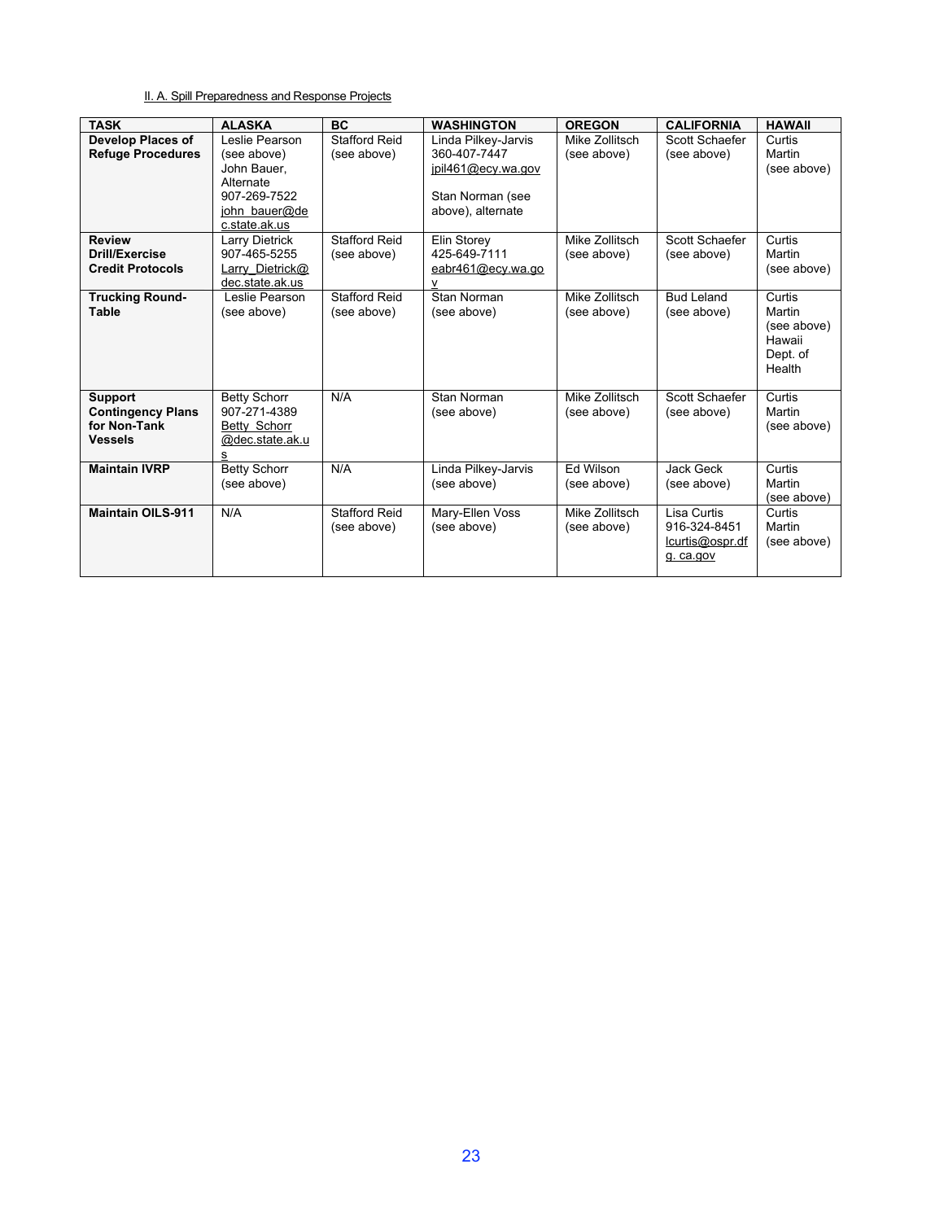II. A. Spill Preparedness and Response Projects

| TASK | ALASKA | BC | WASHINGTON | OREGON | CALIFORNIA | HAWAII |
|---|---|---|---|---|---|---|
| **Develop Places of Refuge Procedures** | Leslie Pearson (see above) John Bauer, Alternate 907-269-7522 john_bauer@dec.state.ak.us | Stafford Reid (see above) | Linda Pilkey-Jarvis 360-407-7447 jpil461@ecy.wa.gov<br><br>Stan Norman (see above), alternate | Mike Zollitsch (see above) | Scott Schaefer (see above) | Curtis Martin (see above) |
| **Review Drill/Exercise Credit Protocols** | Larry Dietrick 907-465-5255 Larry_Dietrick@dec.state.ak.us | Stafford Reid (see above) | Elin Storey 425-649-7111 eabr461@ecy.wa.gov | Mike Zollitsch (see above) | Scott Schaefer (see above) | Curtis Martin (see above) |
| **Trucking Round-Table** | Leslie Pearson (see above) | Stafford Reid (see above) | Stan Norman (see above) | Mike Zollitsch (see above) | Bud Leland (see above) | Curtis Martin (see above) Hawaii Dept. of Health |
| **Support Contingency Plans for Non-Tank Vessels** | Betty Schorr 907-271-4389 Betty_Schorr@dec.state.ak.us | N/A | Stan Norman (see above) | Mike Zollitsch (see above) | Scott Schaefer (see above) | Curtis Martin (see above) |
| **Maintain IVRP** | Betty Schorr (see above) | N/A | Linda Pilkey-Jarvis (see above) | Ed Wilson (see above) | Jack Geck (see above) | Curtis Martin (see above) |
| **Maintain OILS-911** | N/A | Stafford Reid (see above) | Mary-Ellen Voss (see above) | Mike Zollitsch (see above) | Lisa Curtis 916-324-8451 lcurtis@ospr.dfg.ca.gov | Curtis Martin (see above) |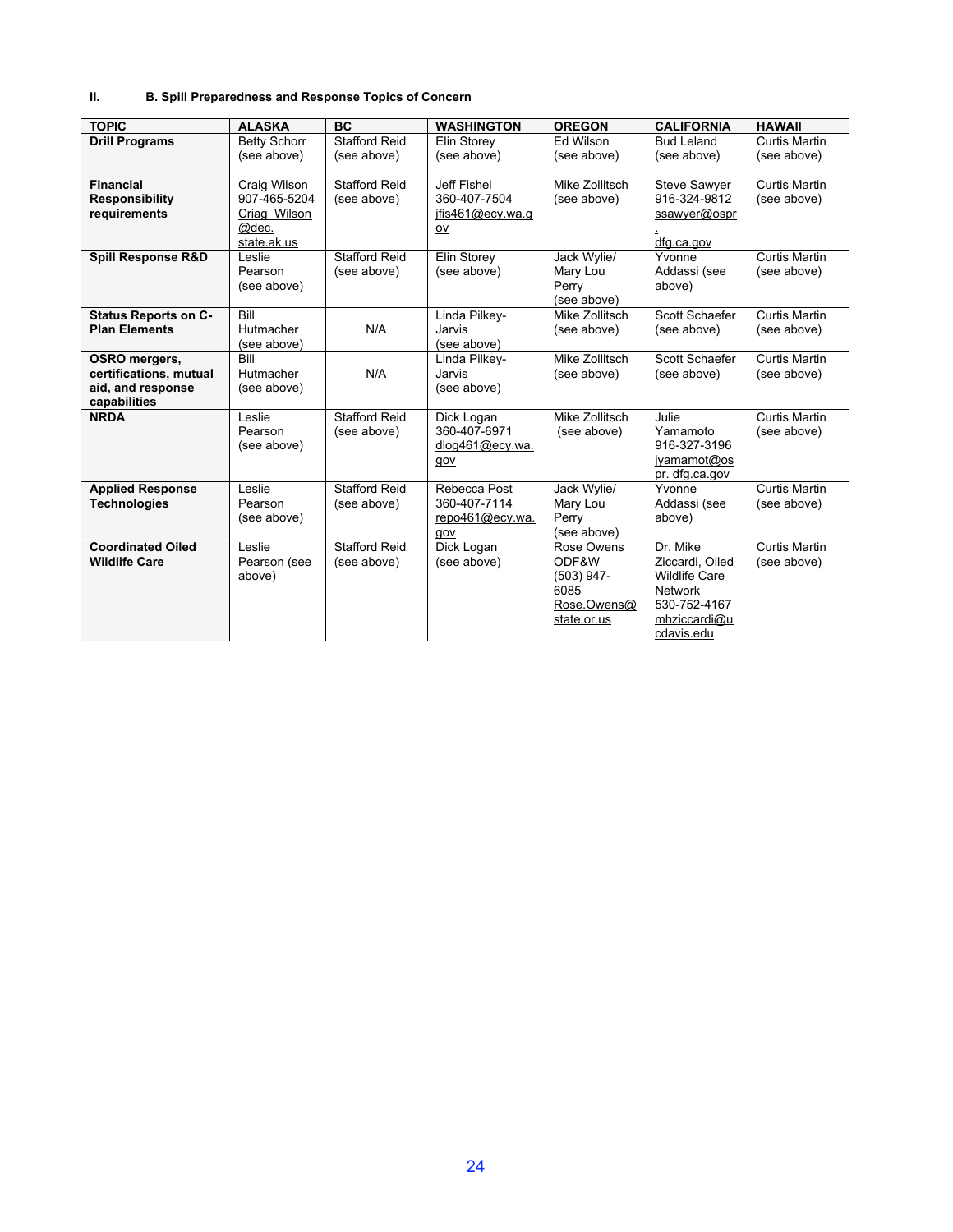## II. B. Spill Preparedness and Response Topics of Concern

| TOPIC | ALASKA | BC | WASHINGTON | OREGON | CALIFORNIA | HAWAII |
|---|---|---|---|---|---|---|
| **Drill Programs** | Betty Schorr (see above) | Stafford Reid (see above) | Elin Storey (see above) | Ed Wilson (see above) | Bud Leland (see above) | Curtis Martin (see above) |
| **Financial Responsibility requirements** | Craig Wilson 907-465-5204 Criag_Wilson@dec.state.ak.us | Stafford Reid (see above) | Jeff Fishel 360-407-7504 jfis461@ecy.wa.gov | Mike Zollitsch (see above) | Steve Sawyer 916-324-9812 ssawyer@ospr.dfg.ca.gov | Curtis Martin (see above) |
| **Spill Response R&D** | Leslie Pearson (see above) | Stafford Reid (see above) | Elin Storey (see above) | Jack Wylie/ Mary Lou Perry (see above) | Yvonne Addassi (see above) | Curtis Martin (see above) |
| **Status Reports on C-Plan Elements** | Bill Hutmacher (see above) | N/A | Linda Pilkey-Jarvis (see above) | Mike Zollitsch (see above) | Scott Schaefer (see above) | Curtis Martin (see above) |
| **OSRO mergers, certifications, mutual aid, and response capabilities** | Bill Hutmacher (see above) | N/A | Linda Pilkey-Jarvis (see above) | Mike Zollitsch (see above) | Scott Schaefer (see above) | Curtis Martin (see above) |
| **NRDA** | Leslie Pearson (see above) | Stafford Reid (see above) | Dick Logan 360-407-6971 dlog461@ecy.wa.gov | Mike Zollitsch (see above) | Julie Yamamoto 916-327-3196 jyamamot@ospr.dfg.ca.gov | Curtis Martin (see above) |
| **Applied Response Technologies** | Leslie Pearson (see above) | Stafford Reid (see above) | Rebecca Post 360-407-7114 repo461@ecy.wa.gov | Jack Wylie/ Mary Lou Perry (see above) | Yvonne Addassi (see above) | Curtis Martin (see above) |
| **Coordinated Oiled Wildlife Care** | Leslie Pearson (see above) | Stafford Reid (see above) | Dick Logan (see above) | Rose Owens ODF&W (503) 947-6085 Rose.Owens@state.or.us | Dr. Mike Ziccardi, Oiled Wildlife Care Network 530-752-4167 mhziccardi@ucdavis.edu | Curtis Martin (see above) |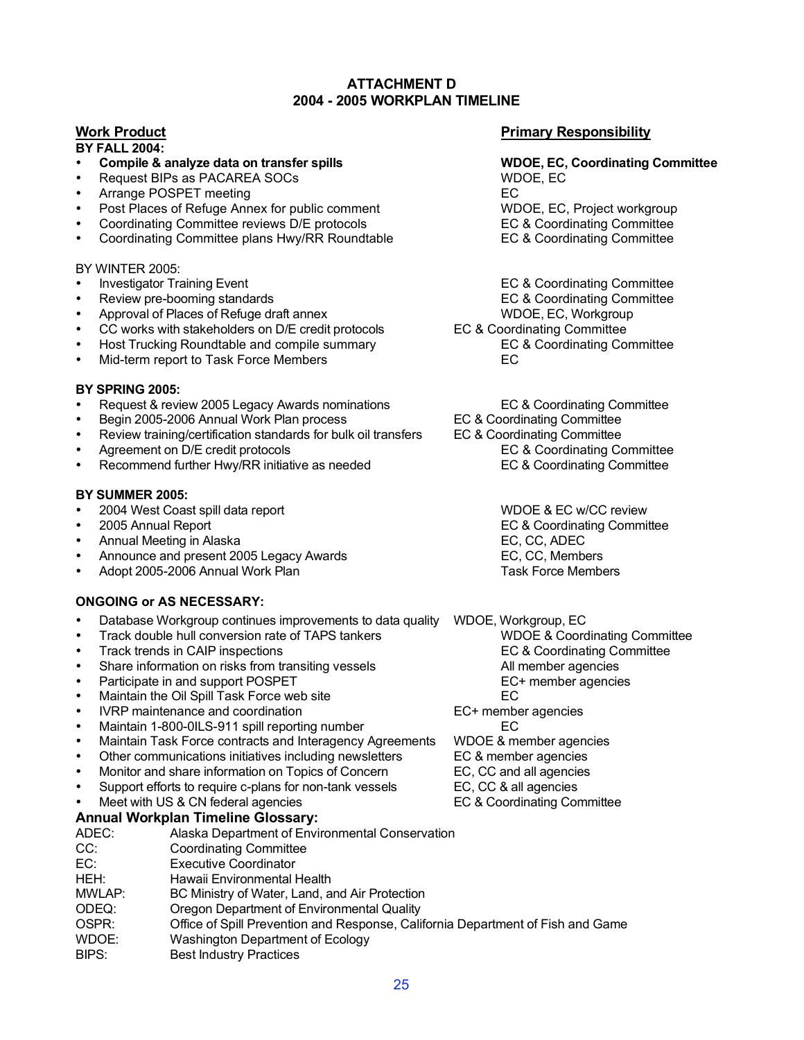# ATTACHMENT D
# 2004 - 2005 WORKPLAN TIMELINE

| Work Product | Primary Responsibility |
|---|---|
| **BY FALL 2004:** | |
| • **Compile & analyze data on transfer spills** | **WDOE, EC, Coordinating Committee** |
| • Request BIPs as PACAREA SOCs | WDOE, EC |
| • Arrange POSPET meeting | EC |
| • Post Places of Refuge Annex for public comment | WDOE, EC, Project workgroup |
| • Coordinating Committee reviews D/E protocols | EC & Coordinating Committee |
| • Coordinating Committee plans Hwy/RR Roundtable | EC & Coordinating Committee |
| BY WINTER 2005: | |
| • Investigator Training Event | EC & Coordinating Committee |
| • Review pre-booming standards | EC & Coordinating Committee |
| • Approval of Places of Refuge draft annex | WDOE, EC, Workgroup |
| • CC works with stakeholders on D/E credit protocols | EC & Coordinating Committee |
| • Host Trucking Roundtable and compile summary | EC & Coordinating Committee |
| • Mid-term report to Task Force Members | EC |
| **BY SPRING 2005:** | |
| • Request & review 2005 Legacy Awards nominations | EC & Coordinating Committee |
| • Begin 2005-2006 Annual Work Plan process | EC & Coordinating Committee |
| • Review training/certification standards for bulk oil transfers | EC & Coordinating Committee |
| • Agreement on D/E credit protocols | EC & Coordinating Committee |
| • Recommend further Hwy/RR initiative as needed | EC & Coordinating Committee |
| **BY SUMMER 2005:** | |
| • 2004 West Coast spill data report | WDOE & EC w/CC review |
| • 2005 Annual Report | EC & Coordinating Committee |
| • Annual Meeting in Alaska | EC, CC, ADEC |
| • Announce and present 2005 Legacy Awards | EC, CC, Members |
| • Adopt 2005-2006 Annual Work Plan | Task Force Members |
| **ONGOING or AS NECESSARY:** | |
| • Database Workgroup continues improvements to data quality | WDOE, Workgroup, EC |
| • Track double hull conversion rate of TAPS tankers | WDOE & Coordinating Committee |
| • Track trends in CAIP inspections | EC & Coordinating Committee |
| • Share information on risks from transiting vessels | All member agencies |
| • Participate in and support POSPET | EC+ member agencies |
| • Maintain the Oil Spill Task Force web site | EC |
| • IVRP maintenance and coordination | EC+ member agencies |
| • Maintain 1-800-0ILS-911 spill reporting number | EC |
| • Maintain Task Force contracts and Interagency Agreements | WDOE & member agencies |
| • Other communications initiatives including newsletters | EC & member agencies |
| • Monitor and share information on Topics of Concern | EC, CC and all agencies |
| • Support efforts to require c-plans for non-tank vessels | EC, CC & all agencies |
| • Meet with US & CN federal agencies | EC & Coordinating Committee |

## Annual Workplan Timeline Glossary:

| | |
|---|---|
| ADEC: | Alaska Department of Environmental Conservation |
| CC: | Coordinating Committee |
| EC: | Executive Coordinator |
| HEH: | Hawaii Environmental Health |
| MWLAP: | BC Ministry of Water, Land, and Air Protection |
| ODEQ: | Oregon Department of Environmental Quality |
| OSPR: | Office of Spill Prevention and Response, California Department of Fish and Game |
| WDOE: | Washington Department of Ecology |
| BIPS: | Best Industry Practices |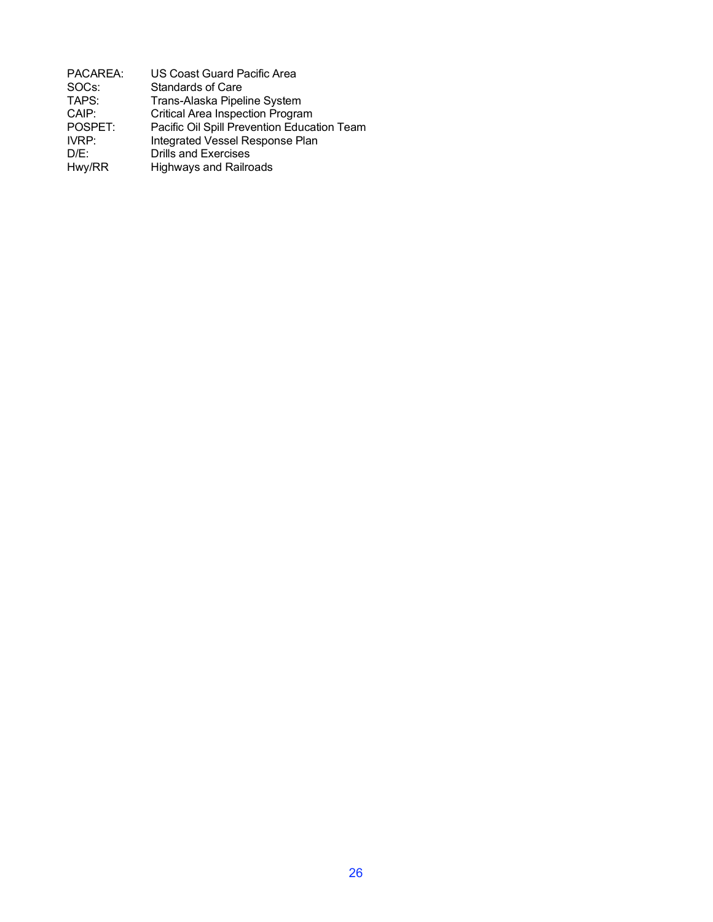| | |
|---|---|
| PACAREA: | US Coast Guard Pacific Area |
| SOCs: | Standards of Care |
| TAPS: | Trans-Alaska Pipeline System |
| CAIP: | Critical Area Inspection Program |
| POSPET: | Pacific Oil Spill Prevention Education Team |
| IVRP: | Integrated Vessel Response Plan |
| D/E: | Drills and Exercises |
| Hwy/RR | Highways and Railroads |